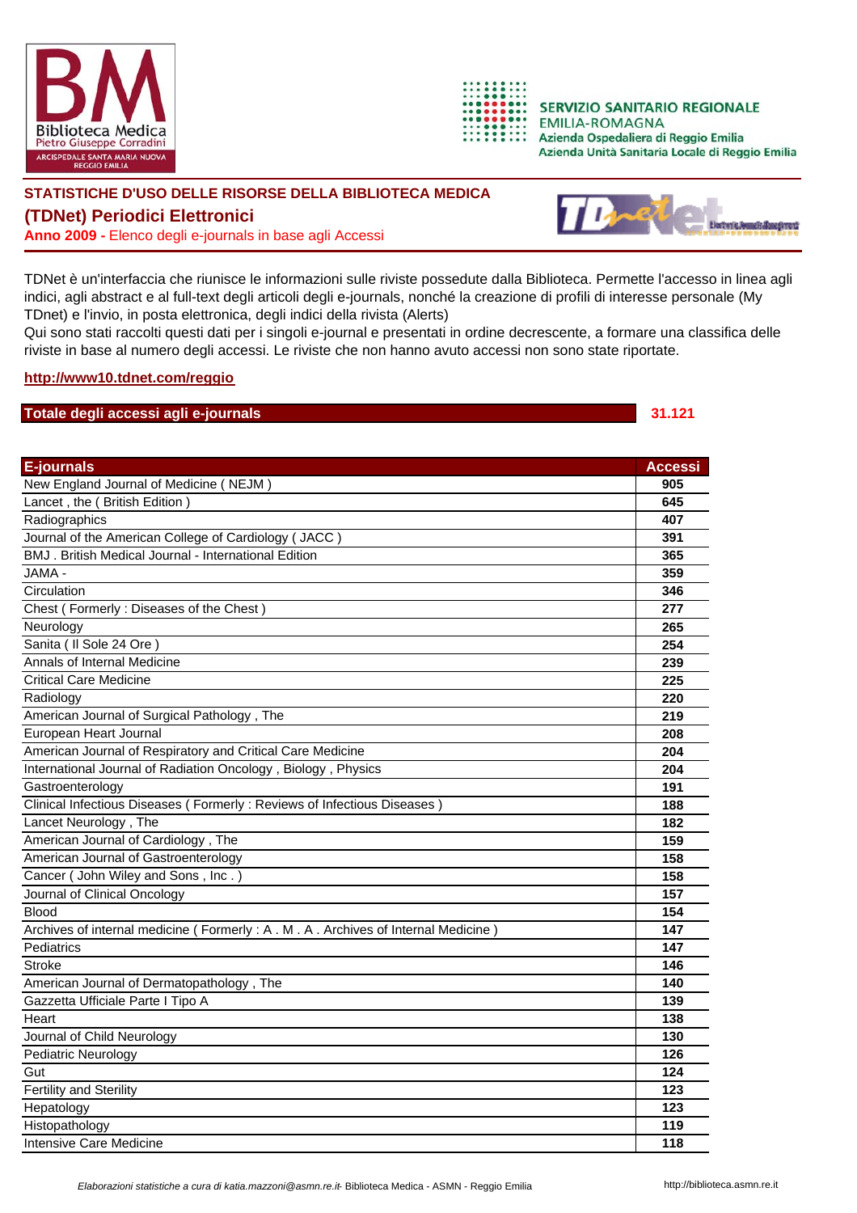BM Biblioteca Medica Pietro Giuseppe Corradini ARCISPEDALE SANTA MARIA NUOVA REGGIO EMILIA

SERVIZIO SANITARIO REGIONALE
EMILIA-ROMAGNA
Azienda Ospedaliera di Reggio Emilia
Azienda Unità Sanitaria Locale di Reggio Emilia

## STATISTICHE D'USO DELLE RISORSE DELLA BIBLIOTECA MEDICA

## (TDNet) Periodici Elettronici

**Anno 2009 -** Elenco degli e-journals in base agli Accessi

TDNet è un'interfaccia che riunisce le informazioni sulle riviste possedute dalla Biblioteca. Permette l'accesso in linea agli indici, agli abstract e al full-text degli articoli degli e-journals, nonché la creazione di profili di interesse personale (My TDnet) e l'invio, in posta elettronica, degli indici della rivista (Alerts)
Qui sono stati raccolti questi dati per i singoli e-journal e presentati in ordine decrescente, a formare una classifica delle riviste in base al numero degli accessi. Le riviste che non hanno avuto accessi non sono state riportate.

**http://www10.tdnet.com/reggio**

**Totale degli accessi agli e-journals** **31.121**

| E-journals | Accessi |
|---|---|
| New England Journal of Medicine ( NEJM ) | 905 |
| Lancet , the ( British Edition ) | 645 |
| Radiographics | 407 |
| Journal of the American College of Cardiology ( JACC ) | 391 |
| BMJ . British Medical Journal - International Edition | 365 |
| JAMA - | 359 |
| Circulation | 346 |
| Chest ( Formerly : Diseases of the Chest ) | 277 |
| Neurology | 265 |
| Sanita ( Il Sole 24 Ore ) | 254 |
| Annals of Internal Medicine | 239 |
| Critical Care Medicine | 225 |
| Radiology | 220 |
| American Journal of Surgical Pathology , The | 219 |
| European Heart Journal | 208 |
| American Journal of Respiratory and Critical Care Medicine | 204 |
| International Journal of Radiation Oncology , Biology , Physics | 204 |
| Gastroenterology | 191 |
| Clinical Infectious Diseases ( Formerly : Reviews of Infectious Diseases ) | 188 |
| Lancet Neurology , The | 182 |
| American Journal of Cardiology , The | 159 |
| American Journal of Gastroenterology | 158 |
| Cancer ( John Wiley and Sons , Inc . ) | 158 |
| Journal of Clinical Oncology | 157 |
| Blood | 154 |
| Archives of internal medicine ( Formerly : A . M . A . Archives of Internal Medicine ) | 147 |
| Pediatrics | 147 |
| Stroke | 146 |
| American Journal of Dermatopathology , The | 140 |
| Gazzetta Ufficiale Parte I Tipo A | 139 |
| Heart | 138 |
| Journal of Child Neurology | 130 |
| Pediatric Neurology | 126 |
| Gut | 124 |
| Fertility and Sterility | 123 |
| Hepatology | 123 |
| Histopathology | 119 |
| Intensive Care Medicine | 118 |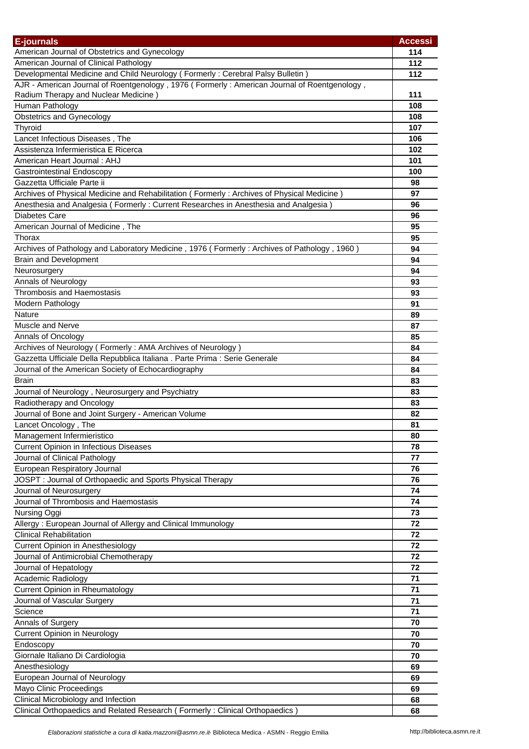| E-journals | Accessi |
|---|---|
| American Journal of Obstetrics and Gynecology | 114 |
| American Journal of Clinical Pathology | 112 |
| Developmental Medicine and Child Neurology ( Formerly : Cerebral Palsy Bulletin ) | 112 |
| AJR - American Journal of Roentgenology , 1976 ( Formerly : American Journal of Roentgenology , Radium Therapy and Nuclear Medicine ) | 111 |
| Human Pathology | 108 |
| Obstetrics and Gynecology | 108 |
| Thyroid | 107 |
| Lancet Infectious Diseases , The | 106 |
| Assistenza Infermieristica E Ricerca | 102 |
| American Heart Journal : AHJ | 101 |
| Gastrointestinal Endoscopy | 100 |
| Gazzetta Ufficiale Parte ii | 98 |
| Archives of Physical Medicine and Rehabilitation ( Formerly : Archives of Physical Medicine ) | 97 |
| Anesthesia and Analgesia ( Formerly : Current Researches in Anesthesia and Analgesia ) | 96 |
| Diabetes Care | 96 |
| American Journal of Medicine , The | 95 |
| Thorax | 95 |
| Archives of Pathology and Laboratory Medicine , 1976 ( Formerly : Archives of Pathology , 1960 ) | 94 |
| Brain and Development | 94 |
| Neurosurgery | 94 |
| Annals of Neurology | 93 |
| Thrombosis and Haemostasis | 93 |
| Modern Pathology | 91 |
| Nature | 89 |
| Muscle and Nerve | 87 |
| Annals of Oncology | 85 |
| Archives of Neurology ( Formerly : AMA Archives of Neurology ) | 84 |
| Gazzetta Ufficiale Della Repubblica Italiana . Parte Prima : Serie Generale | 84 |
| Journal of the American Society of Echocardiography | 84 |
| Brain | 83 |
| Journal of Neurology , Neurosurgery and Psychiatry | 83 |
| Radiotherapy and Oncology | 83 |
| Journal of Bone and Joint Surgery - American Volume | 82 |
| Lancet Oncology , The | 81 |
| Management Infermieristico | 80 |
| Current Opinion in Infectious Diseases | 78 |
| Journal of Clinical Pathology | 77 |
| European Respiratory Journal | 76 |
| JOSPT : Journal of Orthopaedic and Sports Physical Therapy | 76 |
| Journal of Neurosurgery | 74 |
| Journal of Thrombosis and Haemostasis | 74 |
| Nursing Oggi | 73 |
| Allergy : European Journal of Allergy and Clinical Immunology | 72 |
| Clinical Rehabilitation | 72 |
| Current Opinion in Anesthesiology | 72 |
| Journal of Antimicrobial Chemotherapy | 72 |
| Journal of Hepatology | 72 |
| Academic Radiology | 71 |
| Current Opinion in Rheumatology | 71 |
| Journal of Vascular Surgery | 71 |
| Science | 71 |
| Annals of Surgery | 70 |
| Current Opinion in Neurology | 70 |
| Endoscopy | 70 |
| Giornale Italiano Di Cardiologia | 70 |
| Anesthesiology | 69 |
| European Journal of Neurology | 69 |
| Mayo Clinic Proceedings | 69 |
| Clinical Microbiology and Infection | 68 |
| Clinical Orthopaedics and Related Research ( Formerly : Clinical Orthopaedics ) | 68 |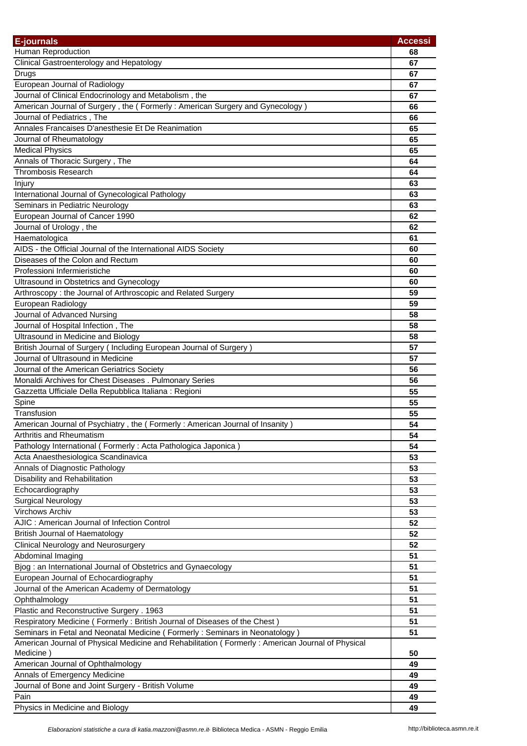| E-journals | Accessi |
|---|---|
| Human Reproduction | 68 |
| Clinical Gastroenterology and Hepatology | 67 |
| Drugs | 67 |
| European Journal of Radiology | 67 |
| Journal of Clinical Endocrinology and Metabolism , the | 67 |
| American Journal of Surgery , the ( Formerly : American Surgery and Gynecology ) | 66 |
| Journal of Pediatrics , The | 66 |
| Annales Francaises D'anesthesie Et De Reanimation | 65 |
| Journal of Rheumatology | 65 |
| Medical Physics | 65 |
| Annals of Thoracic Surgery , The | 64 |
| Thrombosis Research | 64 |
| Injury | 63 |
| International Journal of Gynecological Pathology | 63 |
| Seminars in Pediatric Neurology | 63 |
| European Journal of Cancer 1990 | 62 |
| Journal of Urology , the | 62 |
| Haematologica | 61 |
| AIDS - the Official Journal of the International AIDS Society | 60 |
| Diseases of the Colon and Rectum | 60 |
| Professioni Infermieristiche | 60 |
| Ultrasound in Obstetrics and Gynecology | 60 |
| Arthroscopy : the Journal of Arthroscopic and Related Surgery | 59 |
| European Radiology | 59 |
| Journal of Advanced Nursing | 58 |
| Journal of Hospital Infection , The | 58 |
| Ultrasound in Medicine and Biology | 58 |
| British Journal of Surgery ( Including European Journal of Surgery ) | 57 |
| Journal of Ultrasound in Medicine | 57 |
| Journal of the American Geriatrics Society | 56 |
| Monaldi Archives for Chest Diseases . Pulmonary Series | 56 |
| Gazzetta Ufficiale Della Repubblica Italiana : Regioni | 55 |
| Spine | 55 |
| Transfusion | 55 |
| American Journal of Psychiatry , the ( Formerly : American Journal of Insanity ) | 54 |
| Arthritis and Rheumatism | 54 |
| Pathology International ( Formerly : Acta Pathologica Japonica ) | 54 |
| Acta Anaesthesiologica Scandinavica | 53 |
| Annals of Diagnostic Pathology | 53 |
| Disability and Rehabilitation | 53 |
| Echocardiography | 53 |
| Surgical Neurology | 53 |
| Virchows Archiv | 53 |
| AJIC : American Journal of Infection Control | 52 |
| British Journal of Haematology | 52 |
| Clinical Neurology and Neurosurgery | 52 |
| Abdominal Imaging | 51 |
| Bjog : an International Journal of Obstetrics and Gynaecology | 51 |
| European Journal of Echocardiography | 51 |
| Journal of the American Academy of Dermatology | 51 |
| Ophthalmology | 51 |
| Plastic and Reconstructive Surgery . 1963 | 51 |
| Respiratory Medicine ( Formerly : British Journal of Diseases of the Chest ) | 51 |
| Seminars in Fetal and Neonatal Medicine ( Formerly : Seminars in Neonatology ) | 51 |
| American Journal of Physical Medicine and Rehabilitation ( Formerly : American Journal of Physical Medicine ) | 50 |
| American Journal of Ophthalmology | 49 |
| Annals of Emergency Medicine | 49 |
| Journal of Bone and Joint Surgery - British Volume | 49 |
| Pain | 49 |
| Physics in Medicine and Biology | 49 |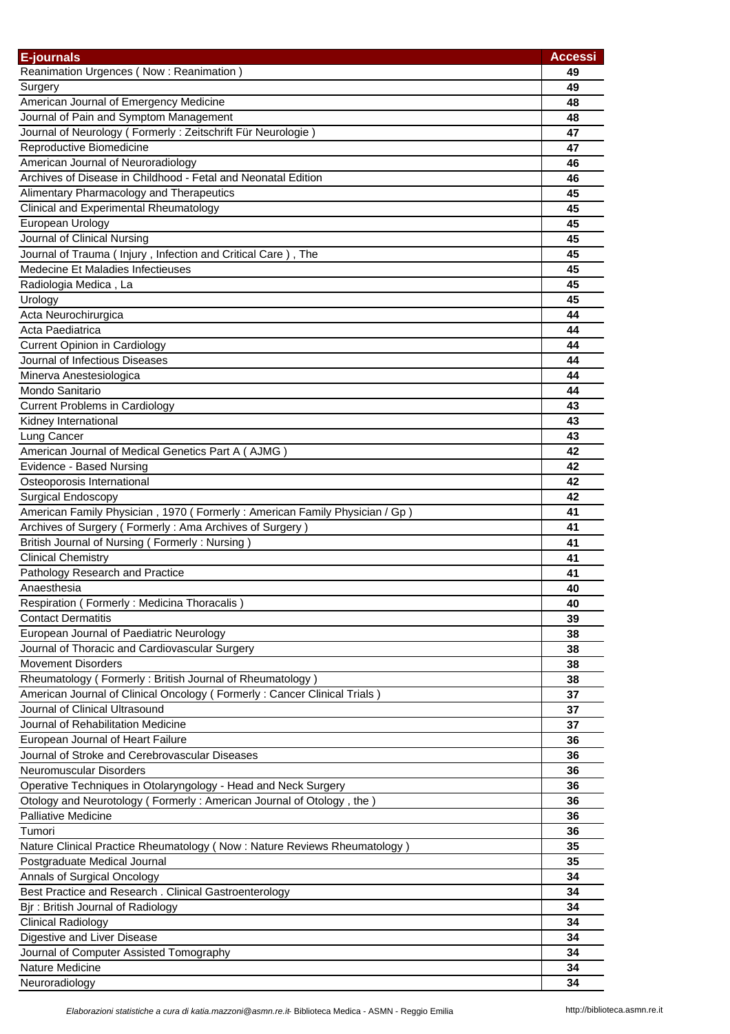| E-journals | Accessi |
|---|---|
| Reanimation Urgences ( Now : Reanimation ) | 49 |
| Surgery | 49 |
| American Journal of Emergency Medicine | 48 |
| Journal of Pain and Symptom Management | 48 |
| Journal of Neurology ( Formerly : Zeitschrift Für Neurologie ) | 47 |
| Reproductive Biomedicine | 47 |
| American Journal of Neuroradiology | 46 |
| Archives of Disease in Childhood - Fetal and Neonatal Edition | 46 |
| Alimentary Pharmacology and Therapeutics | 45 |
| Clinical and Experimental Rheumatology | 45 |
| European Urology | 45 |
| Journal of Clinical Nursing | 45 |
| Journal of Trauma ( Injury , Infection and Critical Care ) , The | 45 |
| Medecine Et Maladies Infectieuses | 45 |
| Radiologia Medica , La | 45 |
| Urology | 45 |
| Acta Neurochirurgica | 44 |
| Acta Paediatrica | 44 |
| Current Opinion in Cardiology | 44 |
| Journal of Infectious Diseases | 44 |
| Minerva Anestesiologica | 44 |
| Mondo Sanitario | 44 |
| Current Problems in Cardiology | 43 |
| Kidney International | 43 |
| Lung Cancer | 43 |
| American Journal of Medical Genetics Part A ( AJMG ) | 42 |
| Evidence - Based Nursing | 42 |
| Osteoporosis International | 42 |
| Surgical Endoscopy | 42 |
| American Family Physician , 1970 ( Formerly : American Family Physician / Gp ) | 41 |
| Archives of Surgery ( Formerly : Ama Archives of Surgery ) | 41 |
| British Journal of Nursing ( Formerly : Nursing ) | 41 |
| Clinical Chemistry | 41 |
| Pathology Research and Practice | 41 |
| Anaesthesia | 40 |
| Respiration ( Formerly : Medicina Thoracalis ) | 40 |
| Contact Dermatitis | 39 |
| European Journal of Paediatric Neurology | 38 |
| Journal of Thoracic and Cardiovascular Surgery | 38 |
| Movement Disorders | 38 |
| Rheumatology ( Formerly : British Journal of Rheumatology ) | 38 |
| American Journal of Clinical Oncology ( Formerly : Cancer Clinical Trials ) | 37 |
| Journal of Clinical Ultrasound | 37 |
| Journal of Rehabilitation Medicine | 37 |
| European Journal of Heart Failure | 36 |
| Journal of Stroke and Cerebrovascular Diseases | 36 |
| Neuromuscular Disorders | 36 |
| Operative Techniques in Otolaryngology - Head and Neck Surgery | 36 |
| Otology and Neurotology ( Formerly : American Journal of Otology , the ) | 36 |
| Palliative Medicine | 36 |
| Tumori | 36 |
| Nature Clinical Practice Rheumatology ( Now : Nature Reviews Rheumatology ) | 35 |
| Postgraduate Medical Journal | 35 |
| Annals of Surgical Oncology | 34 |
| Best Practice and Research . Clinical Gastroenterology | 34 |
| Bjr : British Journal of Radiology | 34 |
| Clinical Radiology | 34 |
| Digestive and Liver Disease | 34 |
| Journal of Computer Assisted Tomography | 34 |
| Nature Medicine | 34 |
| Neuroradiology | 34 |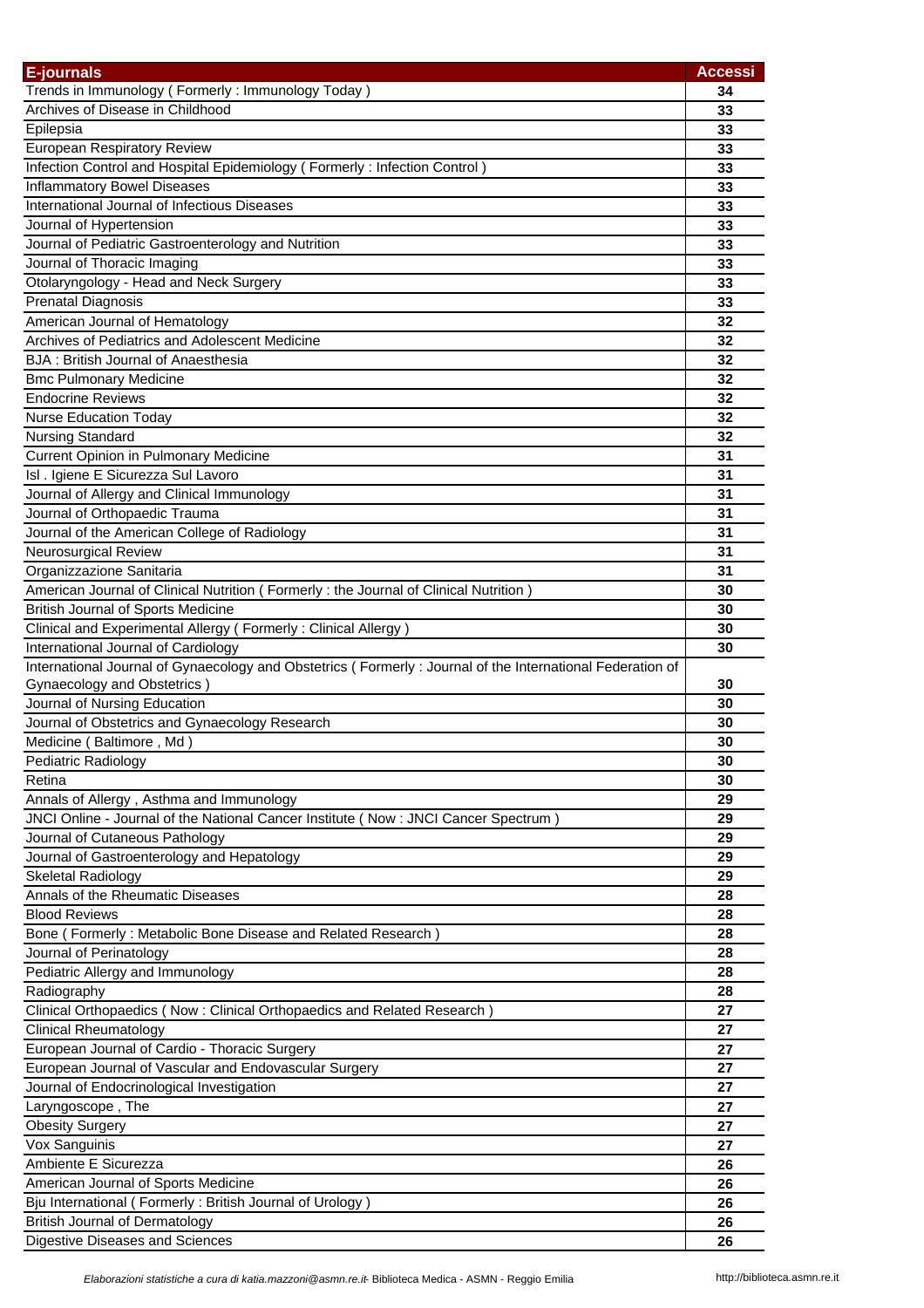| E-journals | Accessi |
|---|---|
| Trends in Immunology ( Formerly : Immunology Today ) | 34 |
| Archives of Disease in Childhood | 33 |
| Epilepsia | 33 |
| European Respiratory Review | 33 |
| Infection Control and Hospital Epidemiology ( Formerly : Infection Control ) | 33 |
| Inflammatory Bowel Diseases | 33 |
| International Journal of Infectious Diseases | 33 |
| Journal of Hypertension | 33 |
| Journal of Pediatric Gastroenterology and Nutrition | 33 |
| Journal of Thoracic Imaging | 33 |
| Otolaryngology - Head and Neck Surgery | 33 |
| Prenatal Diagnosis | 33 |
| American Journal of Hematology | 32 |
| Archives of Pediatrics and Adolescent Medicine | 32 |
| BJA : British Journal of Anaesthesia | 32 |
| Bmc Pulmonary Medicine | 32 |
| Endocrine Reviews | 32 |
| Nurse Education Today | 32 |
| Nursing Standard | 32 |
| Current Opinion in Pulmonary Medicine | 31 |
| Isl . Igiene E Sicurezza Sul Lavoro | 31 |
| Journal of Allergy and Clinical Immunology | 31 |
| Journal of Orthopaedic Trauma | 31 |
| Journal of the American College of Radiology | 31 |
| Neurosurgical Review | 31 |
| Organizzazione Sanitaria | 31 |
| American Journal of Clinical Nutrition ( Formerly : the Journal of Clinical Nutrition ) | 30 |
| British Journal of Sports Medicine | 30 |
| Clinical and Experimental Allergy ( Formerly : Clinical Allergy ) | 30 |
| International Journal of Cardiology | 30 |
| International Journal of Gynaecology and Obstetrics ( Formerly : Journal of the International Federation of Gynaecology and Obstetrics ) | 30 |
| Journal of Nursing Education | 30 |
| Journal of Obstetrics and Gynaecology Research | 30 |
| Medicine ( Baltimore , Md ) | 30 |
| Pediatric Radiology | 30 |
| Retina | 30 |
| Annals of Allergy , Asthma and Immunology | 29 |
| JNCI Online - Journal of the National Cancer Institute ( Now : JNCI Cancer Spectrum ) | 29 |
| Journal of Cutaneous Pathology | 29 |
| Journal of Gastroenterology and Hepatology | 29 |
| Skeletal Radiology | 29 |
| Annals of the Rheumatic Diseases | 28 |
| Blood Reviews | 28 |
| Bone ( Formerly : Metabolic Bone Disease and Related Research ) | 28 |
| Journal of Perinatology | 28 |
| Pediatric Allergy and Immunology | 28 |
| Radiography | 28 |
| Clinical Orthopaedics ( Now : Clinical Orthopaedics and Related Research ) | 27 |
| Clinical Rheumatology | 27 |
| European Journal of Cardio - Thoracic Surgery | 27 |
| European Journal of Vascular and Endovascular Surgery | 27 |
| Journal of Endocrinological Investigation | 27 |
| Laryngoscope , The | 27 |
| Obesity Surgery | 27 |
| Vox Sanguinis | 27 |
| Ambiente E Sicurezza | 26 |
| American Journal of Sports Medicine | 26 |
| Bju International ( Formerly : British Journal of Urology ) | 26 |
| British Journal of Dermatology | 26 |
| Digestive Diseases and Sciences | 26 |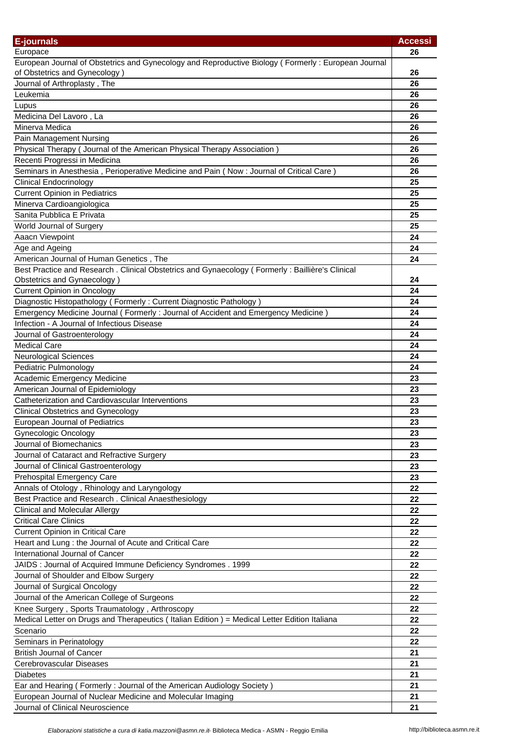| E-journals | Accessi |
|---|---|
| Europace | 26 |
| European Journal of Obstetrics and Gynecology and Reproductive Biology ( Formerly : European Journal of Obstetrics and Gynecology ) | 26 |
| Journal of Arthroplasty , The | 26 |
| Leukemia | 26 |
| Lupus | 26 |
| Medicina Del Lavoro , La | 26 |
| Minerva Medica | 26 |
| Pain Management Nursing | 26 |
| Physical Therapy ( Journal of the American Physical Therapy Association ) | 26 |
| Recenti Progressi in Medicina | 26 |
| Seminars in Anesthesia , Perioperative Medicine and Pain ( Now : Journal of Critical Care ) | 26 |
| Clinical Endocrinology | 25 |
| Current Opinion in Pediatrics | 25 |
| Minerva Cardioangiologica | 25 |
| Sanita Pubblica E Privata | 25 |
| World Journal of Surgery | 25 |
| Aaacn Viewpoint | 24 |
| Age and Ageing | 24 |
| American Journal of Human Genetics , The | 24 |
| Best Practice and Research . Clinical Obstetrics and Gynaecology ( Formerly : Baillière's Clinical Obstetrics and Gynaecology ) | 24 |
| Current Opinion in Oncology | 24 |
| Diagnostic Histopathology ( Formerly : Current Diagnostic Pathology ) | 24 |
| Emergency Medicine Journal ( Formerly : Journal of Accident and Emergency Medicine ) | 24 |
| Infection - A Journal of Infectious Disease | 24 |
| Journal of Gastroenterology | 24 |
| Medical Care | 24 |
| Neurological Sciences | 24 |
| Pediatric Pulmonology | 24 |
| Academic Emergency Medicine | 23 |
| American Journal of Epidemiology | 23 |
| Catheterization and Cardiovascular Interventions | 23 |
| Clinical Obstetrics and Gynecology | 23 |
| European Journal of Pediatrics | 23 |
| Gynecologic Oncology | 23 |
| Journal of Biomechanics | 23 |
| Journal of Cataract and Refractive Surgery | 23 |
| Journal of Clinical Gastroenterology | 23 |
| Prehospital Emergency Care | 23 |
| Annals of Otology , Rhinology and Laryngology | 22 |
| Best Practice and Research . Clinical Anaesthesiology | 22 |
| Clinical and Molecular Allergy | 22 |
| Critical Care Clinics | 22 |
| Current Opinion in Critical Care | 22 |
| Heart and Lung : the Journal of Acute and Critical Care | 22 |
| International Journal of Cancer | 22 |
| JAIDS : Journal of Acquired Immune Deficiency Syndromes . 1999 | 22 |
| Journal of Shoulder and Elbow Surgery | 22 |
| Journal of Surgical Oncology | 22 |
| Journal of the American College of Surgeons | 22 |
| Knee Surgery , Sports Traumatology , Arthroscopy | 22 |
| Medical Letter on Drugs and Therapeutics ( Italian Edition ) = Medical Letter Edition Italiana | 22 |
| Scenario | 22 |
| Seminars in Perinatology | 22 |
| British Journal of Cancer | 21 |
| Cerebrovascular Diseases | 21 |
| Diabetes | 21 |
| Ear and Hearing ( Formerly : Journal of the American Audiology Society ) | 21 |
| European Journal of Nuclear Medicine and Molecular Imaging | 21 |
| Journal of Clinical Neuroscience | 21 |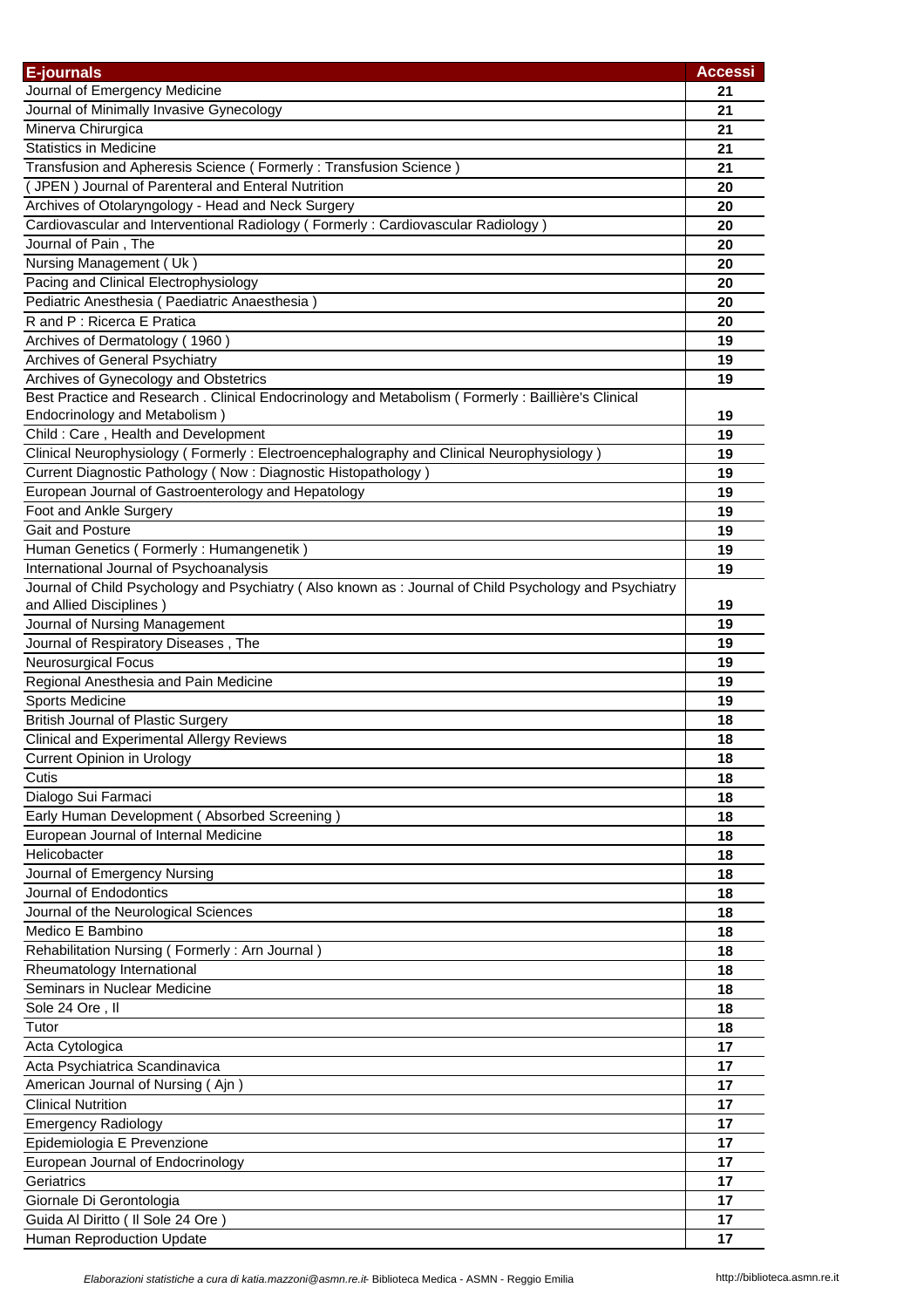| E-journals | Accessi |
| --- | --- |
| Journal of Emergency Medicine | 21 |
| Journal of Minimally Invasive Gynecology | 21 |
| Minerva Chirurgica | 21 |
| Statistics in Medicine | 21 |
| Transfusion and Apheresis Science ( Formerly : Transfusion Science ) | 21 |
| ( JPEN ) Journal of Parenteral and Enteral Nutrition | 20 |
| Archives of Otolaryngology - Head and Neck Surgery | 20 |
| Cardiovascular and Interventional Radiology ( Formerly : Cardiovascular Radiology ) | 20 |
| Journal of Pain , The | 20 |
| Nursing Management ( Uk ) | 20 |
| Pacing and Clinical Electrophysiology | 20 |
| Pediatric Anesthesia ( Paediatric Anaesthesia ) | 20 |
| R and P : Ricerca E Pratica | 20 |
| Archives of Dermatology ( 1960 ) | 19 |
| Archives of General Psychiatry | 19 |
| Archives of Gynecology and Obstetrics | 19 |
| Best Practice and Research . Clinical Endocrinology and Metabolism ( Formerly : Baillière's Clinical Endocrinology and Metabolism ) | 19 |
| Child : Care , Health and Development | 19 |
| Clinical Neurophysiology ( Formerly : Electroencephalography and Clinical Neurophysiology ) | 19 |
| Current Diagnostic Pathology ( Now : Diagnostic Histopathology ) | 19 |
| European Journal of Gastroenterology and Hepatology | 19 |
| Foot and Ankle Surgery | 19 |
| Gait and Posture | 19 |
| Human Genetics ( Formerly : Humangenetik ) | 19 |
| International Journal of Psychoanalysis | 19 |
| Journal of Child Psychology and Psychiatry ( Also known as : Journal of Child Psychology and Psychiatry and Allied Disciplines ) | 19 |
| Journal of Nursing Management | 19 |
| Journal of Respiratory Diseases , The | 19 |
| Neurosurgical Focus | 19 |
| Regional Anesthesia and Pain Medicine | 19 |
| Sports Medicine | 19 |
| British Journal of Plastic Surgery | 18 |
| Clinical and Experimental Allergy Reviews | 18 |
| Current Opinion in Urology | 18 |
| Cutis | 18 |
| Dialogo Sui Farmaci | 18 |
| Early Human Development ( Absorbed Screening ) | 18 |
| European Journal of Internal Medicine | 18 |
| Helicobacter | 18 |
| Journal of Emergency Nursing | 18 |
| Journal of Endodontics | 18 |
| Journal of the Neurological Sciences | 18 |
| Medico E Bambino | 18 |
| Rehabilitation Nursing ( Formerly : Arn Journal ) | 18 |
| Rheumatology International | 18 |
| Seminars in Nuclear Medicine | 18 |
| Sole 24 Ore , Il | 18 |
| Tutor | 18 |
| Acta Cytologica | 17 |
| Acta Psychiatrica Scandinavica | 17 |
| American Journal of Nursing ( Ajn ) | 17 |
| Clinical Nutrition | 17 |
| Emergency Radiology | 17 |
| Epidemiologia E Prevenzione | 17 |
| European Journal of Endocrinology | 17 |
| Geriatrics | 17 |
| Giornale Di Gerontologia | 17 |
| Guida Al Diritto ( Il Sole 24 Ore ) | 17 |
| Human Reproduction Update | 17 |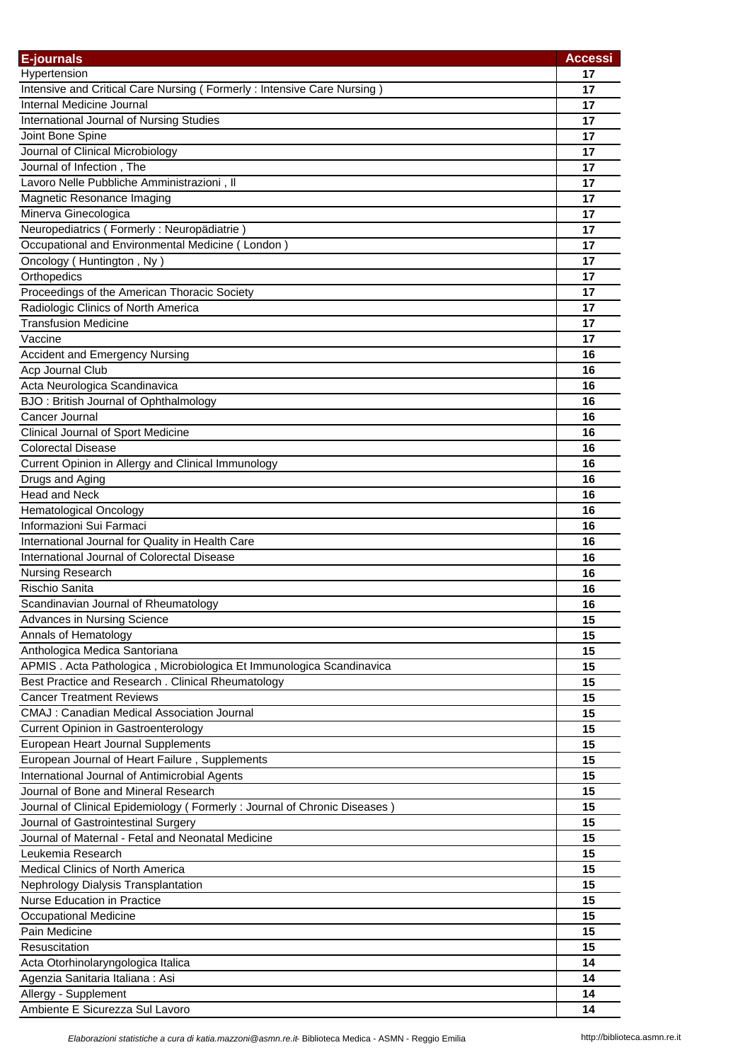| E-journals | Accessi |
| --- | --- |
| Hypertension | 17 |
| Intensive and Critical Care Nursing ( Formerly : Intensive Care Nursing ) | 17 |
| Internal Medicine Journal | 17 |
| International Journal of Nursing Studies | 17 |
| Joint Bone Spine | 17 |
| Journal of Clinical Microbiology | 17 |
| Journal of Infection , The | 17 |
| Lavoro Nelle Pubbliche Amministrazioni , Il | 17 |
| Magnetic Resonance Imaging | 17 |
| Minerva Ginecologica | 17 |
| Neuropediatrics ( Formerly : Neuropädiatrie ) | 17 |
| Occupational and Environmental Medicine ( London ) | 17 |
| Oncology ( Huntington , Ny ) | 17 |
| Orthopedics | 17 |
| Proceedings of the American Thoracic Society | 17 |
| Radiologic Clinics of North America | 17 |
| Transfusion Medicine | 17 |
| Vaccine | 17 |
| Accident and Emergency Nursing | 16 |
| Acp Journal Club | 16 |
| Acta Neurologica Scandinavica | 16 |
| BJO : British Journal of Ophthalmology | 16 |
| Cancer Journal | 16 |
| Clinical Journal of Sport Medicine | 16 |
| Colorectal Disease | 16 |
| Current Opinion in Allergy and Clinical Immunology | 16 |
| Drugs and Aging | 16 |
| Head and Neck | 16 |
| Hematological Oncology | 16 |
| Informazioni Sui Farmaci | 16 |
| International Journal for Quality in Health Care | 16 |
| International Journal of Colorectal Disease | 16 |
| Nursing Research | 16 |
| Rischio Sanita | 16 |
| Scandinavian Journal of Rheumatology | 16 |
| Advances in Nursing Science | 15 |
| Annals of Hematology | 15 |
| Anthologica Medica Santoriana | 15 |
| APMIS . Acta Pathologica , Microbiologica Et Immunologica Scandinavica | 15 |
| Best Practice and Research . Clinical Rheumatology | 15 |
| Cancer Treatment Reviews | 15 |
| CMAJ : Canadian Medical Association Journal | 15 |
| Current Opinion in Gastroenterology | 15 |
| European Heart Journal Supplements | 15 |
| European Journal of Heart Failure , Supplements | 15 |
| International Journal of Antimicrobial Agents | 15 |
| Journal of Bone and Mineral Research | 15 |
| Journal of Clinical Epidemiology ( Formerly : Journal of Chronic Diseases ) | 15 |
| Journal of Gastrointestinal Surgery | 15 |
| Journal of Maternal - Fetal and Neonatal Medicine | 15 |
| Leukemia Research | 15 |
| Medical Clinics of North America | 15 |
| Nephrology Dialysis Transplantation | 15 |
| Nurse Education in Practice | 15 |
| Occupational Medicine | 15 |
| Pain Medicine | 15 |
| Resuscitation | 15 |
| Acta Otorhinolaryngologica Italica | 14 |
| Agenzia Sanitaria Italiana : Asi | 14 |
| Allergy - Supplement | 14 |
| Ambiente E Sicurezza Sul Lavoro | 14 |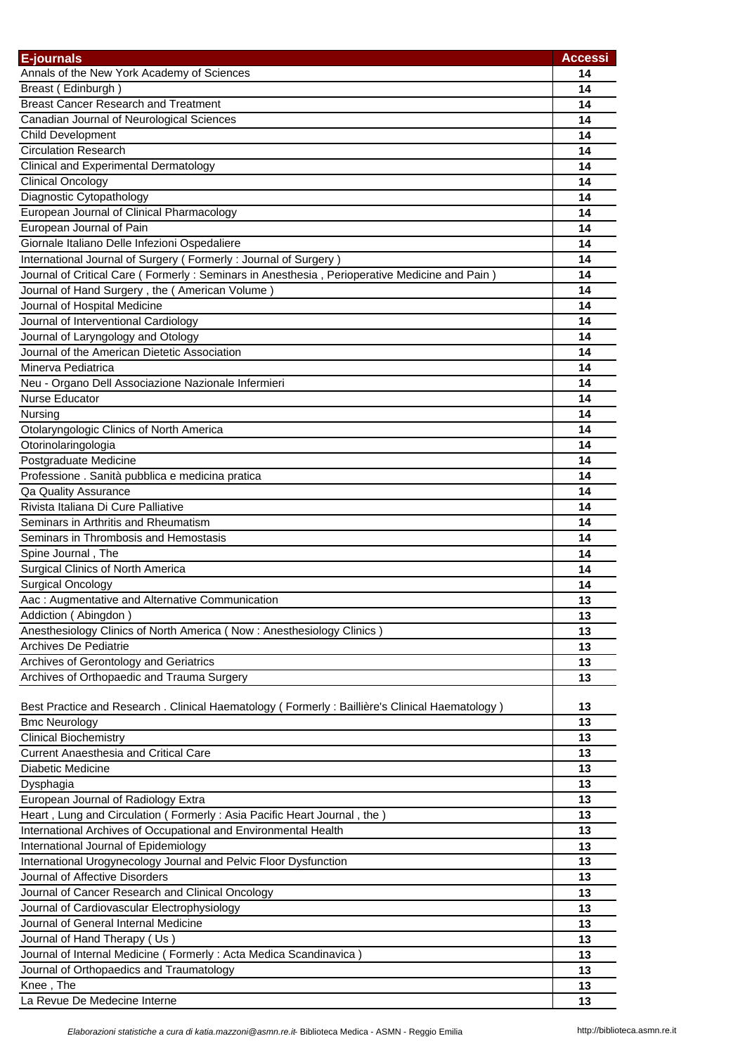| E-journals | Accessi |
|---|---|
| Annals of the New York Academy of Sciences | 14 |
| Breast ( Edinburgh ) | 14 |
| Breast Cancer Research and Treatment | 14 |
| Canadian Journal of Neurological Sciences | 14 |
| Child Development | 14 |
| Circulation Research | 14 |
| Clinical and Experimental Dermatology | 14 |
| Clinical Oncology | 14 |
| Diagnostic Cytopathology | 14 |
| European Journal of Clinical Pharmacology | 14 |
| European Journal of Pain | 14 |
| Giornale Italiano Delle Infezioni Ospedaliere | 14 |
| International Journal of Surgery ( Formerly : Journal of Surgery ) | 14 |
| Journal of Critical Care ( Formerly : Seminars in Anesthesia , Perioperative Medicine and Pain ) | 14 |
| Journal of Hand Surgery , the ( American Volume ) | 14 |
| Journal of Hospital Medicine | 14 |
| Journal of Interventional Cardiology | 14 |
| Journal of Laryngology and Otology | 14 |
| Journal of the American Dietetic Association | 14 |
| Minerva Pediatrica | 14 |
| Neu - Organo Dell Associazione Nazionale Infermieri | 14 |
| Nurse Educator | 14 |
| Nursing | 14 |
| Otolaryngologic Clinics of North America | 14 |
| Otorinolaringologia | 14 |
| Postgraduate Medicine | 14 |
| Professione . Sanità pubblica e medicina pratica | 14 |
| Qa Quality Assurance | 14 |
| Rivista Italiana Di Cure Palliative | 14 |
| Seminars in Arthritis and Rheumatism | 14 |
| Seminars in Thrombosis and Hemostasis | 14 |
| Spine Journal , The | 14 |
| Surgical Clinics of North America | 14 |
| Surgical Oncology | 14 |
| Aac : Augmentative and Alternative Communication | 13 |
| Addiction ( Abingdon ) | 13 |
| Anesthesiology Clinics of North America ( Now : Anesthesiology Clinics ) | 13 |
| Archives De Pediatrie | 13 |
| Archives of Gerontology and Geriatrics | 13 |
| Archives of Orthopaedic and Trauma Surgery | 13 |
| Best Practice and Research . Clinical Haematology ( Formerly : Baillière's Clinical Haematology ) | 13 |
| Bmc Neurology | 13 |
| Clinical Biochemistry | 13 |
| Current Anaesthesia and Critical Care | 13 |
| Diabetic Medicine | 13 |
| Dysphagia | 13 |
| European Journal of Radiology Extra | 13 |
| Heart , Lung and Circulation ( Formerly : Asia Pacific Heart Journal , the ) | 13 |
| International Archives of Occupational and Environmental Health | 13 |
| International Journal of Epidemiology | 13 |
| International Urogynecology Journal and Pelvic Floor Dysfunction | 13 |
| Journal of Affective Disorders | 13 |
| Journal of Cancer Research and Clinical Oncology | 13 |
| Journal of Cardiovascular Electrophysiology | 13 |
| Journal of General Internal Medicine | 13 |
| Journal of Hand Therapy ( Us ) | 13 |
| Journal of Internal Medicine ( Formerly : Acta Medica Scandinavica ) | 13 |
| Journal of Orthopaedics and Traumatology | 13 |
| Knee , The | 13 |
| La Revue De Medecine Interne | 13 |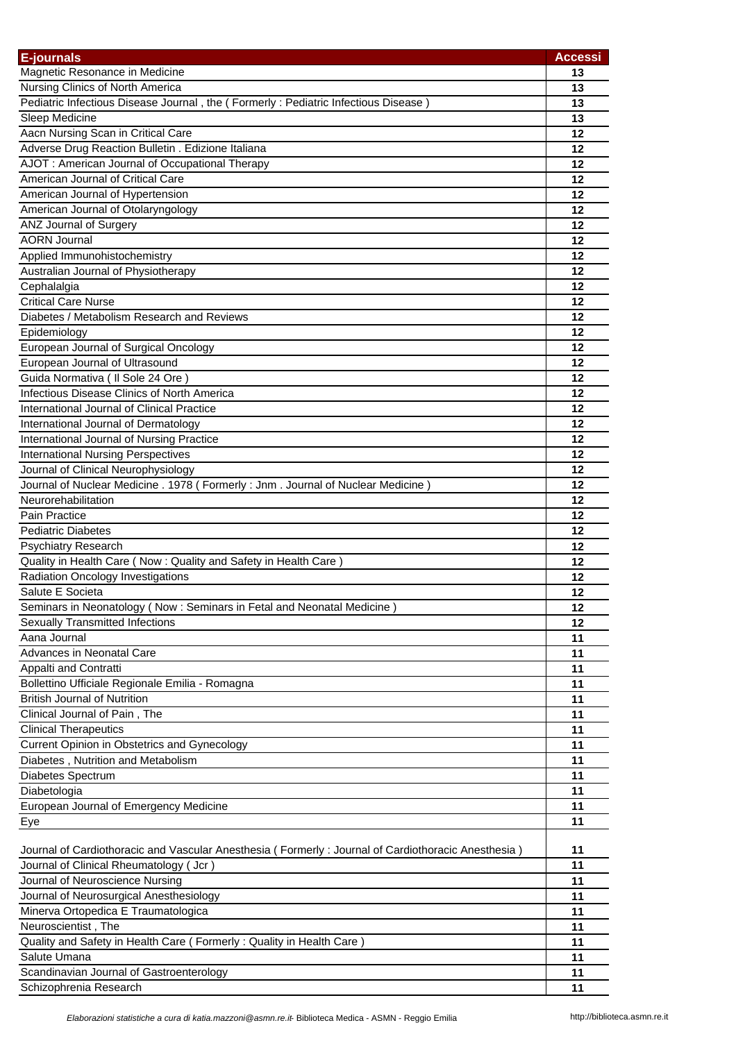| E-journals | Accessi |
|---|---|
| Magnetic Resonance in Medicine | 13 |
| Nursing Clinics of North America | 13 |
| Pediatric Infectious Disease Journal , the ( Formerly : Pediatric Infectious Disease ) | 13 |
| Sleep Medicine | 13 |
| Aacn Nursing Scan in Critical Care | 12 |
| Adverse Drug Reaction Bulletin . Edizione Italiana | 12 |
| AJOT : American Journal of Occupational Therapy | 12 |
| American Journal of Critical Care | 12 |
| American Journal of Hypertension | 12 |
| American Journal of Otolaryngology | 12 |
| ANZ Journal of Surgery | 12 |
| AORN Journal | 12 |
| Applied Immunohistochemistry | 12 |
| Australian Journal of Physiotherapy | 12 |
| Cephalalgia | 12 |
| Critical Care Nurse | 12 |
| Diabetes / Metabolism Research and Reviews | 12 |
| Epidemiology | 12 |
| European Journal of Surgical Oncology | 12 |
| European Journal of Ultrasound | 12 |
| Guida Normativa ( Il Sole 24 Ore ) | 12 |
| Infectious Disease Clinics of North America | 12 |
| International Journal of Clinical Practice | 12 |
| International Journal of Dermatology | 12 |
| International Journal of Nursing Practice | 12 |
| International Nursing Perspectives | 12 |
| Journal of Clinical Neurophysiology | 12 |
| Journal of Nuclear Medicine . 1978 ( Formerly : Jnm . Journal of Nuclear Medicine ) | 12 |
| Neurorehabilitation | 12 |
| Pain Practice | 12 |
| Pediatric Diabetes | 12 |
| Psychiatry Research | 12 |
| Quality in Health Care ( Now : Quality and Safety in Health Care ) | 12 |
| Radiation Oncology Investigations | 12 |
| Salute E Societa | 12 |
| Seminars in Neonatology ( Now : Seminars in Fetal and Neonatal Medicine ) | 12 |
| Sexually Transmitted Infections | 12 |
| Aana Journal | 11 |
| Advances in Neonatal Care | 11 |
| Appalti and Contratti | 11 |
| Bollettino Ufficiale Regionale Emilia - Romagna | 11 |
| British Journal of Nutrition | 11 |
| Clinical Journal of Pain , The | 11 |
| Clinical Therapeutics | 11 |
| Current Opinion in Obstetrics and Gynecology | 11 |
| Diabetes , Nutrition and Metabolism | 11 |
| Diabetes Spectrum | 11 |
| Diabetologia | 11 |
| European Journal of Emergency Medicine | 11 |
| Eye | 11 |
| Journal of Cardiothoracic and Vascular Anesthesia ( Formerly : Journal of Cardiothoracic Anesthesia ) | 11 |
| Journal of Clinical Rheumatology ( Jcr ) | 11 |
| Journal of Neuroscience Nursing | 11 |
| Journal of Neurosurgical Anesthesiology | 11 |
| Minerva Ortopedica E Traumatologica | 11 |
| Neuroscientist , The | 11 |
| Quality and Safety in Health Care ( Formerly : Quality in Health Care ) | 11 |
| Salute Umana | 11 |
| Scandinavian Journal of Gastroenterology | 11 |
| Schizophrenia Research | 11 |

*Elaborazioni statistiche a cura di katia.mazzoni@asmn.re.it-* Biblioteca Medica - ASMN - Reggio Emilia http://biblioteca.asmn.re.it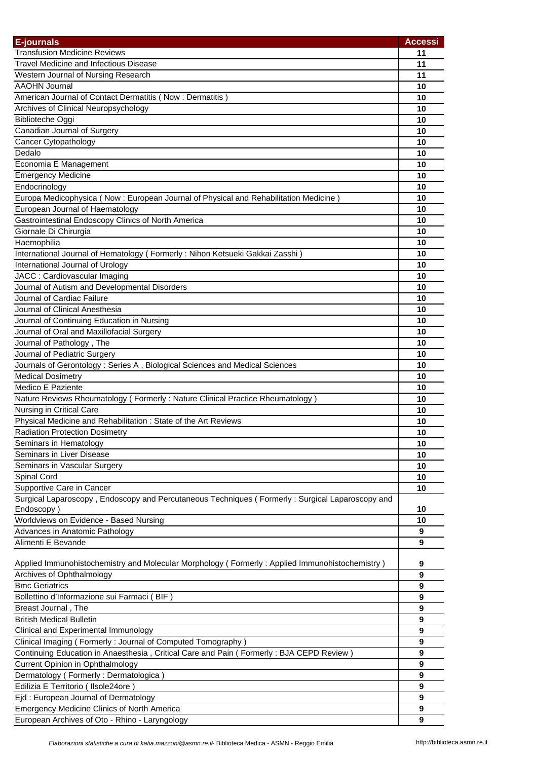| E-journals | Accessi |
|---|---|
| Transfusion Medicine Reviews | 11 |
| Travel Medicine and Infectious Disease | 11 |
| Western Journal of Nursing Research | 11 |
| AAOHN Journal | 10 |
| American Journal of Contact Dermatitis ( Now : Dermatitis ) | 10 |
| Archives of Clinical Neuropsychology | 10 |
| Biblioteche Oggi | 10 |
| Canadian Journal of Surgery | 10 |
| Cancer Cytopathology | 10 |
| Dedalo | 10 |
| Economia E Management | 10 |
| Emergency Medicine | 10 |
| Endocrinology | 10 |
| Europa Medicophysica ( Now : European Journal of Physical and Rehabilitation Medicine ) | 10 |
| European Journal of Haematology | 10 |
| Gastrointestinal Endoscopy Clinics of North America | 10 |
| Giornale Di Chirurgia | 10 |
| Haemophilia | 10 |
| International Journal of Hematology ( Formerly : Nihon Ketsueki Gakkai Zasshi ) | 10 |
| International Journal of Urology | 10 |
| JACC : Cardiovascular Imaging | 10 |
| Journal of Autism and Developmental Disorders | 10 |
| Journal of Cardiac Failure | 10 |
| Journal of Clinical Anesthesia | 10 |
| Journal of Continuing Education in Nursing | 10 |
| Journal of Oral and Maxillofacial Surgery | 10 |
| Journal of Pathology , The | 10 |
| Journal of Pediatric Surgery | 10 |
| Journals of Gerontology : Series A , Biological Sciences and Medical Sciences | 10 |
| Medical Dosimetry | 10 |
| Medico E Paziente | 10 |
| Nature Reviews Rheumatology ( Formerly : Nature Clinical Practice Rheumatology ) | 10 |
| Nursing in Critical Care | 10 |
| Physical Medicine and Rehabilitation : State of the Art Reviews | 10 |
| Radiation Protection Dosimetry | 10 |
| Seminars in Hematology | 10 |
| Seminars in Liver Disease | 10 |
| Seminars in Vascular Surgery | 10 |
| Spinal Cord | 10 |
| Supportive Care in Cancer | 10 |
| Surgical Laparoscopy , Endoscopy and Percutaneous Techniques ( Formerly : Surgical Laparoscopy and Endoscopy ) | 10 |
| Worldviews on Evidence - Based Nursing | 10 |
| Advances in Anatomic Pathology | 9 |
| Alimenti E Bevande | 9 |
| Applied Immunohistochemistry and Molecular Morphology ( Formerly : Applied Immunohistochemistry ) | 9 |
| Archives of Ophthalmology | 9 |
| Bmc Geriatrics | 9 |
| Bollettino d'Informazione sui Farmaci ( BIF ) | 9 |
| Breast Journal , The | 9 |
| British Medical Bulletin | 9 |
| Clinical and Experimental Immunology | 9 |
| Clinical Imaging ( Formerly : Journal of Computed Tomography ) | 9 |
| Continuing Education in Anaesthesia , Critical Care and Pain ( Formerly : BJA CEPD Review ) | 9 |
| Current Opinion in Ophthalmology | 9 |
| Dermatology ( Formerly : Dermatologica ) | 9 |
| Edilizia E Territorio ( Ilsole24ore ) | 9 |
| Ejd : European Journal of Dermatology | 9 |
| Emergency Medicine Clinics of North America | 9 |
| European Archives of Oto - Rhino - Laryngology | 9 |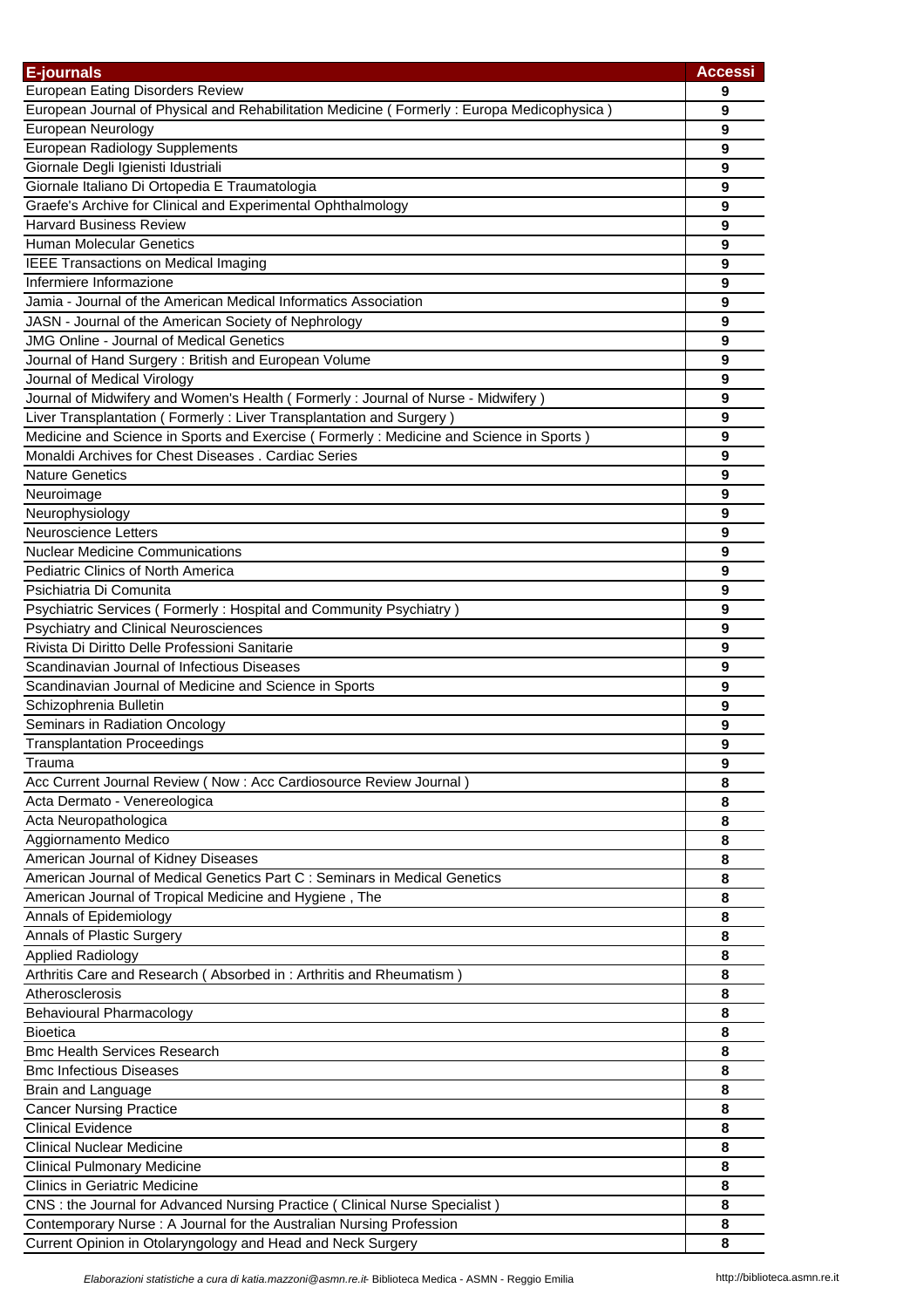| E-journals | Accessi |
| --- | --- |
| European Eating Disorders Review | 9 |
| European Journal of Physical and Rehabilitation Medicine ( Formerly : Europa Medicophysica ) | 9 |
| European Neurology | 9 |
| European Radiology Supplements | 9 |
| Giornale Degli Igienisti Idustriali | 9 |
| Giornale Italiano Di Ortopedia E Traumatologia | 9 |
| Graefe's Archive for Clinical and Experimental Ophthalmology | 9 |
| Harvard Business Review | 9 |
| Human Molecular Genetics | 9 |
| IEEE Transactions on Medical Imaging | 9 |
| Infermiere Informazione | 9 |
| Jamia - Journal of the American Medical Informatics Association | 9 |
| JASN - Journal of the American Society of Nephrology | 9 |
| JMG Online - Journal of Medical Genetics | 9 |
| Journal of Hand Surgery : British and European Volume | 9 |
| Journal of Medical Virology | 9 |
| Journal of Midwifery and Women's Health ( Formerly : Journal of Nurse - Midwifery ) | 9 |
| Liver Transplantation ( Formerly : Liver Transplantation and Surgery ) | 9 |
| Medicine and Science in Sports and Exercise ( Formerly : Medicine and Science in Sports ) | 9 |
| Monaldi Archives for Chest Diseases . Cardiac Series | 9 |
| Nature Genetics | 9 |
| Neuroimage | 9 |
| Neurophysiology | 9 |
| Neuroscience Letters | 9 |
| Nuclear Medicine Communications | 9 |
| Pediatric Clinics of North America | 9 |
| Psichiatria Di Comunita | 9 |
| Psychiatric Services ( Formerly : Hospital and Community Psychiatry ) | 9 |
| Psychiatry and Clinical Neurosciences | 9 |
| Rivista Di Diritto Delle Professioni Sanitarie | 9 |
| Scandinavian Journal of Infectious Diseases | 9 |
| Scandinavian Journal of Medicine and Science in Sports | 9 |
| Schizophrenia Bulletin | 9 |
| Seminars in Radiation Oncology | 9 |
| Transplantation Proceedings | 9 |
| Trauma | 9 |
| Acc Current Journal Review ( Now : Acc Cardiosource Review Journal ) | 8 |
| Acta Dermato - Venereologica | 8 |
| Acta Neuropathologica | 8 |
| Aggiornamento Medico | 8 |
| American Journal of Kidney Diseases | 8 |
| American Journal of Medical Genetics Part C : Seminars in Medical Genetics | 8 |
| American Journal of Tropical Medicine and Hygiene , The | 8 |
| Annals of Epidemiology | 8 |
| Annals of Plastic Surgery | 8 |
| Applied Radiology | 8 |
| Arthritis Care and Research ( Absorbed in : Arthritis and Rheumatism ) | 8 |
| Atherosclerosis | 8 |
| Behavioural Pharmacology | 8 |
| Bioetica | 8 |
| Bmc Health Services Research | 8 |
| Bmc Infectious Diseases | 8 |
| Brain and Language | 8 |
| Cancer Nursing Practice | 8 |
| Clinical Evidence | 8 |
| Clinical Nuclear Medicine | 8 |
| Clinical Pulmonary Medicine | 8 |
| Clinics in Geriatric Medicine | 8 |
| CNS : the Journal for Advanced Nursing Practice ( Clinical Nurse Specialist ) | 8 |
| Contemporary Nurse : A Journal for the Australian Nursing Profession | 8 |
| Current Opinion in Otolaryngology and Head and Neck Surgery | 8 |

*Elaborazioni statistiche a cura di katia.mazzoni@asmn.re.it-* Biblioteca Medica - ASMN - Reggio Emilia http://biblioteca.asmn.re.it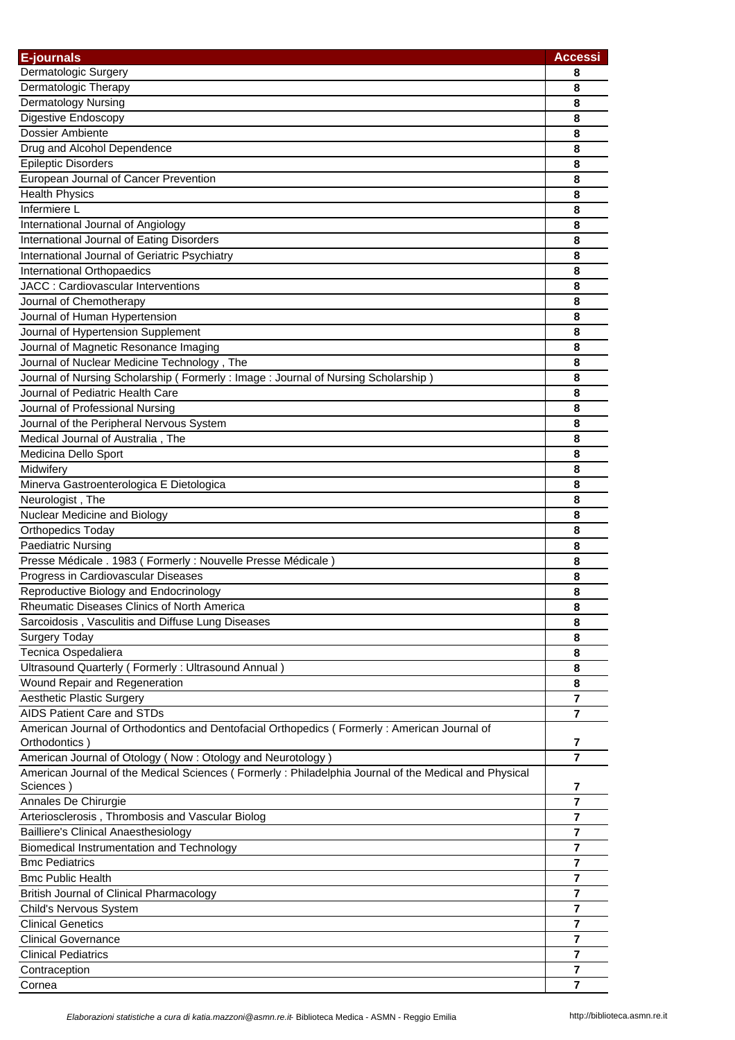| E-journals | Accessi |
|---|---|
| Dermatologic Surgery | 8 |
| Dermatologic Therapy | 8 |
| Dermatology Nursing | 8 |
| Digestive Endoscopy | 8 |
| Dossier Ambiente | 8 |
| Drug and Alcohol Dependence | 8 |
| Epileptic Disorders | 8 |
| European Journal of Cancer Prevention | 8 |
| Health Physics | 8 |
| Infermiere L | 8 |
| International Journal of Angiology | 8 |
| International Journal of Eating Disorders | 8 |
| International Journal of Geriatric Psychiatry | 8 |
| International Orthopaedics | 8 |
| JACC : Cardiovascular Interventions | 8 |
| Journal of Chemotherapy | 8 |
| Journal of Human Hypertension | 8 |
| Journal of Hypertension Supplement | 8 |
| Journal of Magnetic Resonance Imaging | 8 |
| Journal of Nuclear Medicine Technology , The | 8 |
| Journal of Nursing Scholarship ( Formerly : Image : Journal of Nursing Scholarship ) | 8 |
| Journal of Pediatric Health Care | 8 |
| Journal of Professional Nursing | 8 |
| Journal of the Peripheral Nervous System | 8 |
| Medical Journal of Australia , The | 8 |
| Medicina Dello Sport | 8 |
| Midwifery | 8 |
| Minerva Gastroenterologica E Dietologica | 8 |
| Neurologist , The | 8 |
| Nuclear Medicine and Biology | 8 |
| Orthopedics Today | 8 |
| Paediatric Nursing | 8 |
| Presse Médicale . 1983 ( Formerly : Nouvelle Presse Médicale ) | 8 |
| Progress in Cardiovascular Diseases | 8 |
| Reproductive Biology and Endocrinology | 8 |
| Rheumatic Diseases Clinics of North America | 8 |
| Sarcoidosis , Vasculitis and Diffuse Lung Diseases | 8 |
| Surgery Today | 8 |
| Tecnica Ospedaliera | 8 |
| Ultrasound Quarterly ( Formerly : Ultrasound Annual ) | 8 |
| Wound Repair and Regeneration | 8 |
| Aesthetic Plastic Surgery | 7 |
| AIDS Patient Care and STDs | 7 |
| American Journal of Orthodontics and Dentofacial Orthopedics ( Formerly : American Journal of Orthodontics ) | 7 |
| American Journal of Otology ( Now : Otology and Neurotology ) | 7 |
| American Journal of the Medical Sciences ( Formerly : Philadelphia Journal of the Medical and Physical Sciences ) | 7 |
| Annales De Chirurgie | 7 |
| Arteriosclerosis , Thrombosis and Vascular Biolog | 7 |
| Bailliere's Clinical Anaesthesiology | 7 |
| Biomedical Instrumentation and Technology | 7 |
| Bmc Pediatrics | 7 |
| Bmc Public Health | 7 |
| British Journal of Clinical Pharmacology | 7 |
| Child's Nervous System | 7 |
| Clinical Genetics | 7 |
| Clinical Governance | 7 |
| Clinical Pediatrics | 7 |
| Contraception | 7 |
| Cornea | 7 |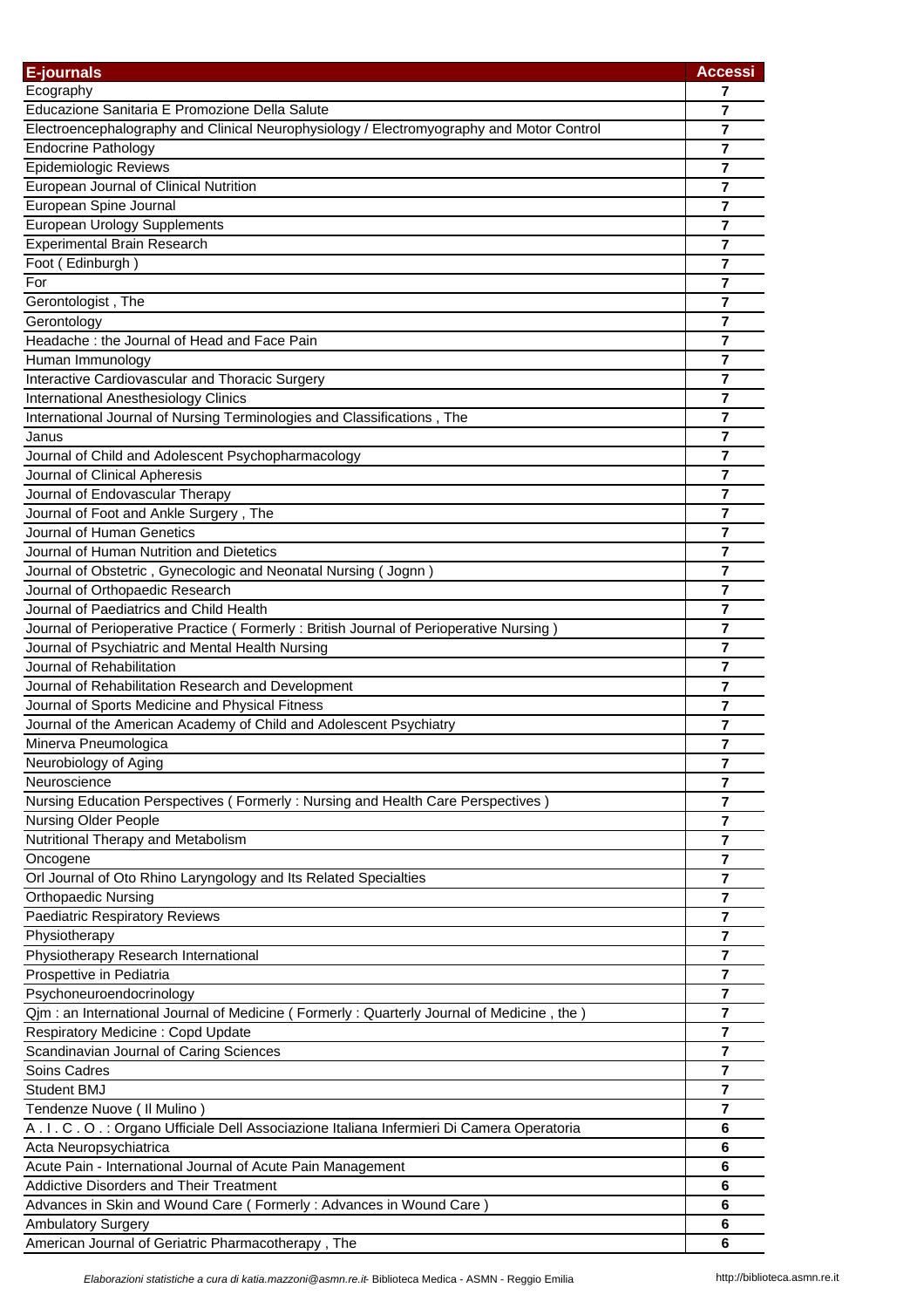| E-journals | Accessi |
|---|---|
| Ecography | 7 |
| Educazione Sanitaria E Promozione Della Salute | 7 |
| Electroencephalography and Clinical Neurophysiology / Electromyography and Motor Control | 7 |
| Endocrine Pathology | 7 |
| Epidemiologic Reviews | 7 |
| European Journal of Clinical Nutrition | 7 |
| European Spine Journal | 7 |
| European Urology Supplements | 7 |
| Experimental Brain Research | 7 |
| Foot ( Edinburgh ) | 7 |
| For | 7 |
| Gerontologist , The | 7 |
| Gerontology | 7 |
| Headache : the Journal of Head and Face Pain | 7 |
| Human Immunology | 7 |
| Interactive Cardiovascular and Thoracic Surgery | 7 |
| International Anesthesiology Clinics | 7 |
| International Journal of Nursing Terminologies and Classifications , The | 7 |
| Janus | 7 |
| Journal of Child and Adolescent Psychopharmacology | 7 |
| Journal of Clinical Apheresis | 7 |
| Journal of Endovascular Therapy | 7 |
| Journal of Foot and Ankle Surgery , The | 7 |
| Journal of Human Genetics | 7 |
| Journal of Human Nutrition and Dietetics | 7 |
| Journal of Obstetric , Gynecologic and Neonatal Nursing ( Jognn ) | 7 |
| Journal of Orthopaedic Research | 7 |
| Journal of Paediatrics and Child Health | 7 |
| Journal of Perioperative Practice ( Formerly : British Journal of Perioperative Nursing ) | 7 |
| Journal of Psychiatric and Mental Health Nursing | 7 |
| Journal of Rehabilitation | 7 |
| Journal of Rehabilitation Research and Development | 7 |
| Journal of Sports Medicine and Physical Fitness | 7 |
| Journal of the American Academy of Child and Adolescent Psychiatry | 7 |
| Minerva Pneumologica | 7 |
| Neurobiology of Aging | 7 |
| Neuroscience | 7 |
| Nursing Education Perspectives ( Formerly : Nursing and Health Care Perspectives ) | 7 |
| Nursing Older People | 7 |
| Nutritional Therapy and Metabolism | 7 |
| Oncogene | 7 |
| Orl Journal of Oto Rhino Laryngology and Its Related Specialties | 7 |
| Orthopaedic Nursing | 7 |
| Paediatric Respiratory Reviews | 7 |
| Physiotherapy | 7 |
| Physiotherapy Research International | 7 |
| Prospettive in Pediatria | 7 |
| Psychoneuroendocrinology | 7 |
| Qjm : an International Journal of Medicine ( Formerly : Quarterly Journal of Medicine , the ) | 7 |
| Respiratory Medicine : Copd Update | 7 |
| Scandinavian Journal of Caring Sciences | 7 |
| Soins Cadres | 7 |
| Student BMJ | 7 |
| Tendenze Nuove ( Il Mulino ) | 7 |
| A . I . C . O . : Organo Ufficiale Dell Associazione Italiana Infermieri Di Camera Operatoria | 6 |
| Acta Neuropsychiatrica | 6 |
| Acute Pain - International Journal of Acute Pain Management | 6 |
| Addictive Disorders and Their Treatment | 6 |
| Advances in Skin and Wound Care ( Formerly : Advances in Wound Care ) | 6 |
| Ambulatory Surgery | 6 |
| American Journal of Geriatric Pharmacotherapy , The | 6 |

*Elaborazioni statistiche a cura di katia.mazzoni@asmn.re.it* - Biblioteca Medica - ASMN - Reggio Emilia http://biblioteca.asmn.re.it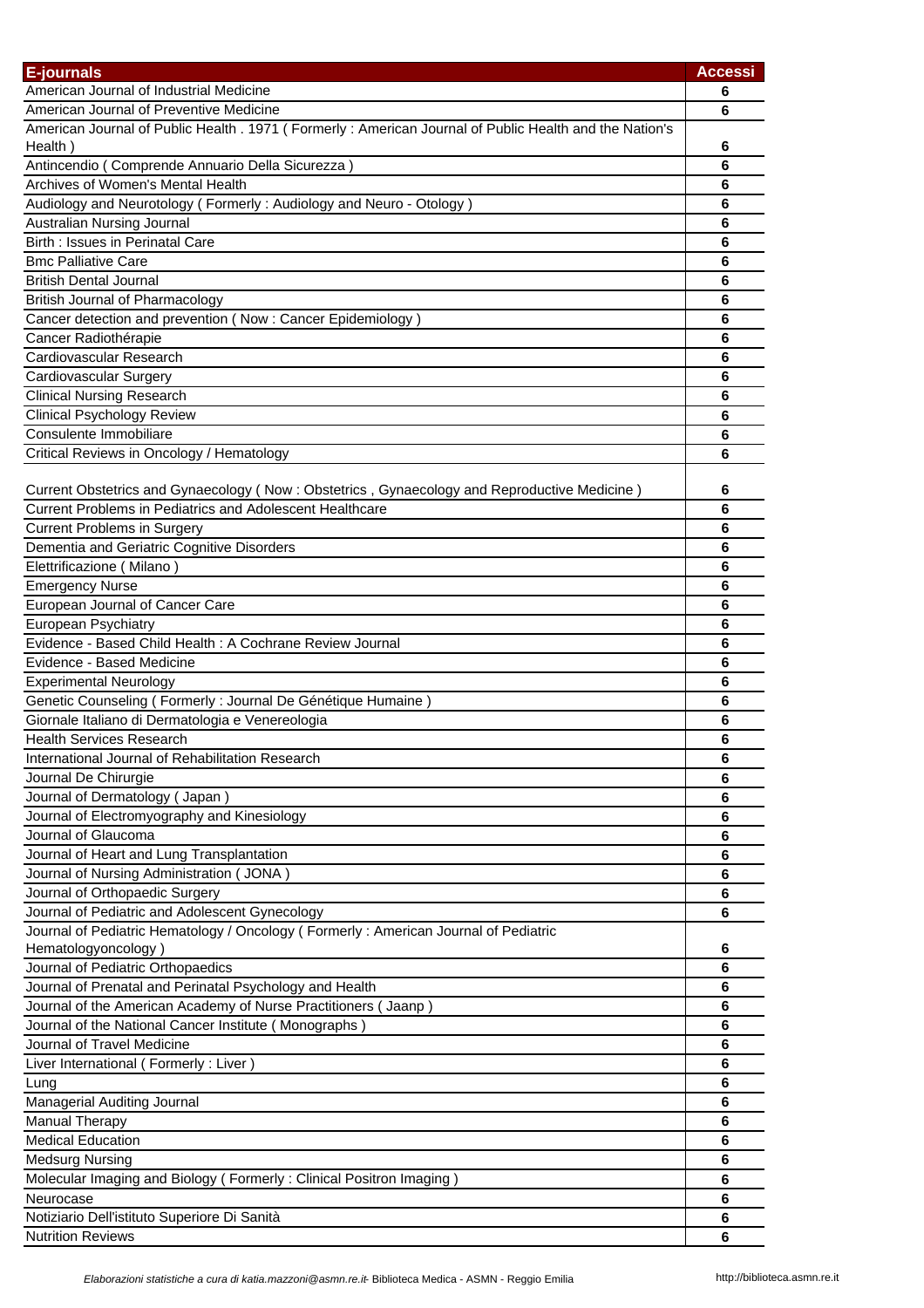| E-journals | Accessi |
|---|---|
| American Journal of Industrial Medicine | 6 |
| American Journal of Preventive Medicine | 6 |
| American Journal of Public Health . 1971 ( Formerly : American Journal of Public Health and the Nation's Health ) | 6 |
| Antincendio ( Comprende Annuario Della Sicurezza ) | 6 |
| Archives of Women's Mental Health | 6 |
| Audiology and Neurotology ( Formerly : Audiology and Neuro - Otology ) | 6 |
| Australian Nursing Journal | 6 |
| Birth : Issues in Perinatal Care | 6 |
| Bmc Palliative Care | 6 |
| British Dental Journal | 6 |
| British Journal of Pharmacology | 6 |
| Cancer detection and prevention ( Now : Cancer Epidemiology ) | 6 |
| Cancer Radiothérapie | 6 |
| Cardiovascular Research | 6 |
| Cardiovascular Surgery | 6 |
| Clinical Nursing Research | 6 |
| Clinical Psychology Review | 6 |
| Consulente Immobiliare | 6 |
| Critical Reviews in Oncology / Hematology | 6 |
| Current Obstetrics and Gynaecology ( Now : Obstetrics , Gynaecology and Reproductive Medicine ) | 6 |
| Current Problems in Pediatrics and Adolescent Healthcare | 6 |
| Current Problems in Surgery | 6 |
| Dementia and Geriatric Cognitive Disorders | 6 |
| Elettrificazione ( Milano ) | 6 |
| Emergency Nurse | 6 |
| European Journal of Cancer Care | 6 |
| European Psychiatry | 6 |
| Evidence - Based Child Health : A Cochrane Review Journal | 6 |
| Evidence - Based Medicine | 6 |
| Experimental Neurology | 6 |
| Genetic Counseling ( Formerly : Journal De Génétique Humaine ) | 6 |
| Giornale Italiano di Dermatologia e Venereologia | 6 |
| Health Services Research | 6 |
| International Journal of Rehabilitation Research | 6 |
| Journal De Chirurgie | 6 |
| Journal of Dermatology ( Japan ) | 6 |
| Journal of Electromyography and Kinesiology | 6 |
| Journal of Glaucoma | 6 |
| Journal of Heart and Lung Transplantation | 6 |
| Journal of Nursing Administration ( JONA ) | 6 |
| Journal of Orthopaedic Surgery | 6 |
| Journal of Pediatric and Adolescent Gynecology | 6 |
| Journal of Pediatric Hematology / Oncology ( Formerly : American Journal of Pediatric Hematologyoncology ) | 6 |
| Journal of Pediatric Orthopaedics | 6 |
| Journal of Prenatal and Perinatal Psychology and Health | 6 |
| Journal of the American Academy of Nurse Practitioners ( Jaanp ) | 6 |
| Journal of the National Cancer Institute ( Monographs ) | 6 |
| Journal of Travel Medicine | 6 |
| Liver International ( Formerly : Liver ) | 6 |
| Lung | 6 |
| Managerial Auditing Journal | 6 |
| Manual Therapy | 6 |
| Medical Education | 6 |
| Medsurg Nursing | 6 |
| Molecular Imaging and Biology ( Formerly : Clinical Positron Imaging ) | 6 |
| Neurocase | 6 |
| Notiziario Dell'istituto Superiore Di Sanità | 6 |
| Nutrition Reviews | 6 |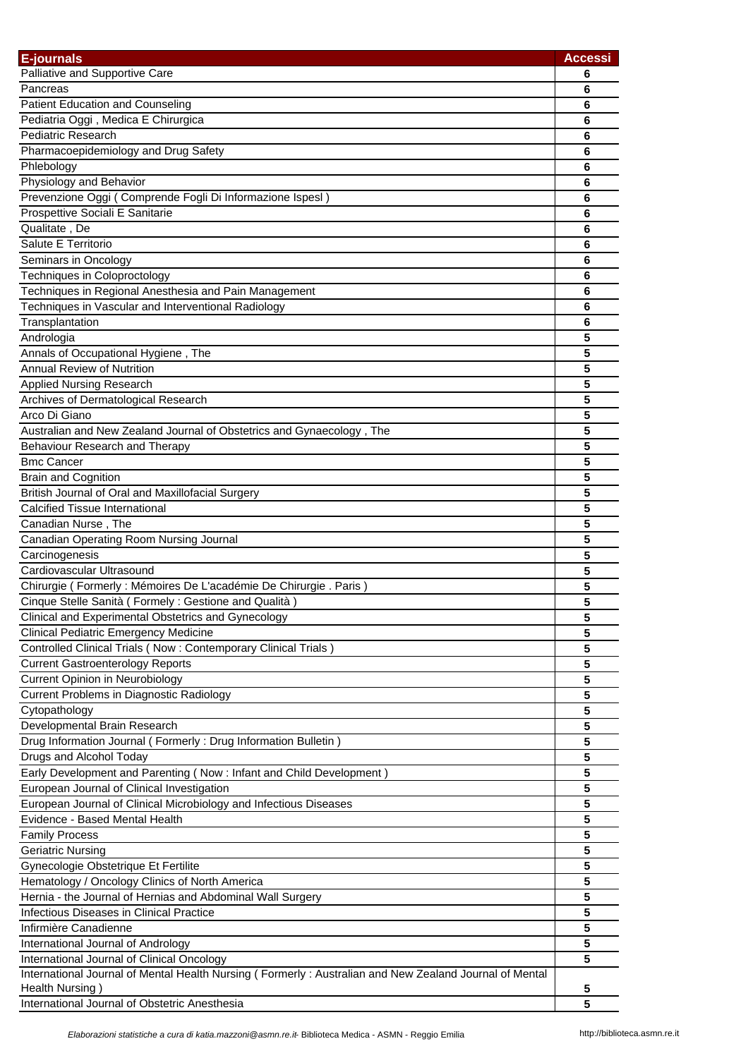| E-journals | Accessi |
|---|---|
| Palliative and Supportive Care | 6 |
| Pancreas | 6 |
| Patient Education and Counseling | 6 |
| Pediatria Oggi , Medica E Chirurgica | 6 |
| Pediatric Research | 6 |
| Pharmacoepidemiology and Drug Safety | 6 |
| Phlebology | 6 |
| Physiology and Behavior | 6 |
| Prevenzione Oggi ( Comprende Fogli Di Informazione Ispesl ) | 6 |
| Prospettive Sociali E Sanitarie | 6 |
| Qualitate , De | 6 |
| Salute E Territorio | 6 |
| Seminars in Oncology | 6 |
| Techniques in Coloproctology | 6 |
| Techniques in Regional Anesthesia and Pain Management | 6 |
| Techniques in Vascular and Interventional Radiology | 6 |
| Transplantation | 6 |
| Andrologia | 5 |
| Annals of Occupational Hygiene , The | 5 |
| Annual Review of Nutrition | 5 |
| Applied Nursing Research | 5 |
| Archives of Dermatological Research | 5 |
| Arco Di Giano | 5 |
| Australian and New Zealand Journal of Obstetrics and Gynaecology , The | 5 |
| Behaviour Research and Therapy | 5 |
| Bmc Cancer | 5 |
| Brain and Cognition | 5 |
| British Journal of Oral and Maxillofacial Surgery | 5 |
| Calcified Tissue International | 5 |
| Canadian Nurse , The | 5 |
| Canadian Operating Room Nursing Journal | 5 |
| Carcinogenesis | 5 |
| Cardiovascular Ultrasound | 5 |
| Chirurgie ( Formerly : Mémoires De L'académie De Chirurgie . Paris ) | 5 |
| Cinque Stelle Sanità ( Formely : Gestione and Qualità ) | 5 |
| Clinical and Experimental Obstetrics and Gynecology | 5 |
| Clinical Pediatric Emergency Medicine | 5 |
| Controlled Clinical Trials ( Now : Contemporary Clinical Trials ) | 5 |
| Current Gastroenterology Reports | 5 |
| Current Opinion in Neurobiology | 5 |
| Current Problems in Diagnostic Radiology | 5 |
| Cytopathology | 5 |
| Developmental Brain Research | 5 |
| Drug Information Journal ( Formerly : Drug Information Bulletin ) | 5 |
| Drugs and Alcohol Today | 5 |
| Early Development and Parenting ( Now : Infant and Child Development ) | 5 |
| European Journal of Clinical Investigation | 5 |
| European Journal of Clinical Microbiology and Infectious Diseases | 5 |
| Evidence - Based Mental Health | 5 |
| Family Process | 5 |
| Geriatric Nursing | 5 |
| Gynecologie Obstetrique Et Fertilite | 5 |
| Hematology / Oncology Clinics of North America | 5 |
| Hernia - the Journal of Hernias and Abdominal Wall Surgery | 5 |
| Infectious Diseases in Clinical Practice | 5 |
| Infirmière Canadienne | 5 |
| International Journal of Andrology | 5 |
| International Journal of Clinical Oncology | 5 |
| International Journal of Mental Health Nursing ( Formerly : Australian and New Zealand Journal of Mental Health Nursing ) | 5 |
| International Journal of Obstetric Anesthesia | 5 |

*Elaborazioni statistiche a cura di katia.mazzoni@asmn.re.it*- Biblioteca Medica - ASMN - Reggio Emilia http://biblioteca.asmn.re.it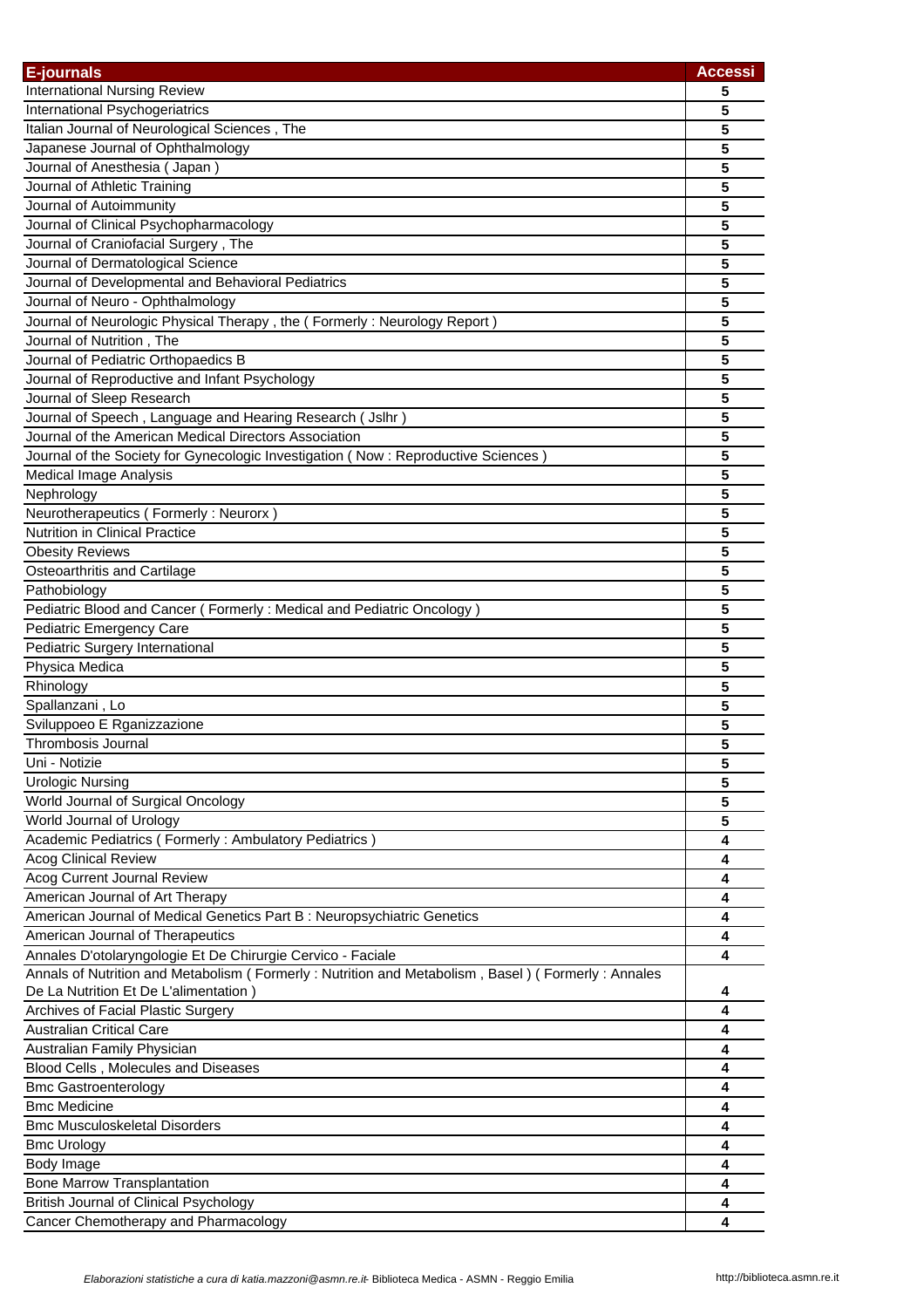| E-journals | Accessi |
|---|---|
| International Nursing Review | 5 |
| International Psychogeriatrics | 5 |
| Italian Journal of Neurological Sciences , The | 5 |
| Japanese Journal of Ophthalmology | 5 |
| Journal of Anesthesia ( Japan ) | 5 |
| Journal of Athletic Training | 5 |
| Journal of Autoimmunity | 5 |
| Journal of Clinical Psychopharmacology | 5 |
| Journal of Craniofacial Surgery , The | 5 |
| Journal of Dermatological Science | 5 |
| Journal of Developmental and Behavioral Pediatrics | 5 |
| Journal of Neuro - Ophthalmology | 5 |
| Journal of Neurologic Physical Therapy , the ( Formerly : Neurology Report ) | 5 |
| Journal of Nutrition , The | 5 |
| Journal of Pediatric Orthopaedics B | 5 |
| Journal of Reproductive and Infant Psychology | 5 |
| Journal of Sleep Research | 5 |
| Journal of Speech , Language and Hearing Research ( Jslhr ) | 5 |
| Journal of the American Medical Directors Association | 5 |
| Journal of the Society for Gynecologic Investigation ( Now : Reproductive Sciences ) | 5 |
| Medical Image Analysis | 5 |
| Nephrology | 5 |
| Neurotherapeutics ( Formerly : Neurorx ) | 5 |
| Nutrition in Clinical Practice | 5 |
| Obesity Reviews | 5 |
| Osteoarthritis and Cartilage | 5 |
| Pathobiology | 5 |
| Pediatric Blood and Cancer ( Formerly : Medical and Pediatric Oncology ) | 5 |
| Pediatric Emergency Care | 5 |
| Pediatric Surgery International | 5 |
| Physica Medica | 5 |
| Rhinology | 5 |
| Spallanzani , Lo | 5 |
| Sviluppoeo E Rganizzazione | 5 |
| Thrombosis Journal | 5 |
| Uni - Notizie | 5 |
| Urologic Nursing | 5 |
| World Journal of Surgical Oncology | 5 |
| World Journal of Urology | 5 |
| Academic Pediatrics ( Formerly : Ambulatory Pediatrics ) | 4 |
| Acog Clinical Review | 4 |
| Acog Current Journal Review | 4 |
| American Journal of Art Therapy | 4 |
| American Journal of Medical Genetics Part B : Neuropsychiatric Genetics | 4 |
| American Journal of Therapeutics | 4 |
| Annales D'otolaryngologie Et De Chirurgie Cervico - Faciale | 4 |
| Annals of Nutrition and Metabolism ( Formerly : Nutrition and Metabolism , Basel ) ( Formerly : Annales De La Nutrition Et De L'alimentation ) | 4 |
| Archives of Facial Plastic Surgery | 4 |
| Australian Critical Care | 4 |
| Australian Family Physician | 4 |
| Blood Cells , Molecules and Diseases | 4 |
| Bmc Gastroenterology | 4 |
| Bmc Medicine | 4 |
| Bmc Musculoskeletal Disorders | 4 |
| Bmc Urology | 4 |
| Body Image | 4 |
| Bone Marrow Transplantation | 4 |
| British Journal of Clinical Psychology | 4 |
| Cancer Chemotherapy and Pharmacology | 4 |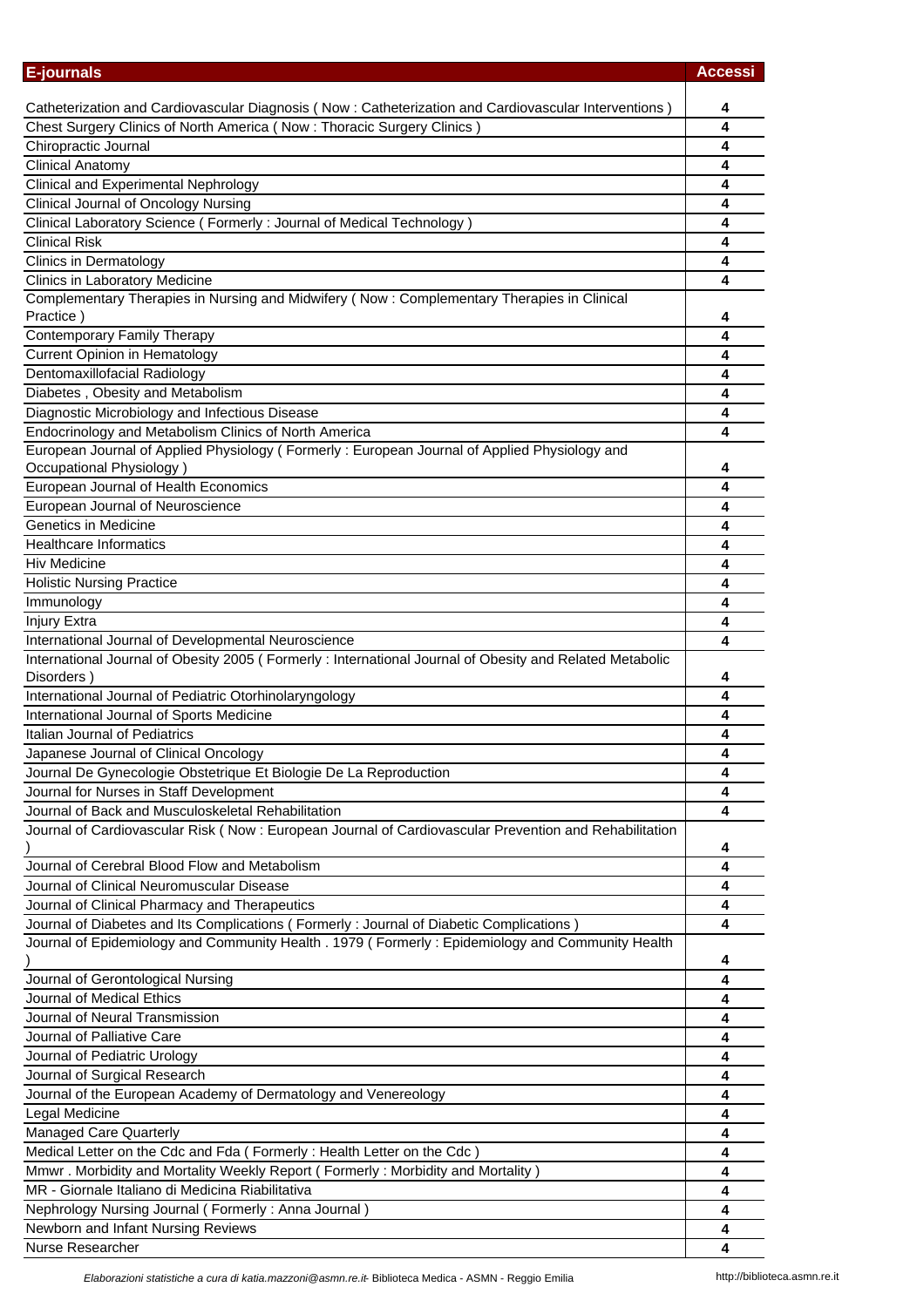| E-journals | Accessi |
| --- | --- |
| Catheterization and Cardiovascular Diagnosis ( Now : Catheterization and Cardiovascular Interventions ) | 4 |
| Chest Surgery Clinics of North America ( Now : Thoracic Surgery Clinics ) | 4 |
| Chiropractic Journal | 4 |
| Clinical Anatomy | 4 |
| Clinical and Experimental Nephrology | 4 |
| Clinical Journal of Oncology Nursing | 4 |
| Clinical Laboratory Science ( Formerly : Journal of Medical Technology ) | 4 |
| Clinical Risk | 4 |
| Clinics in Dermatology | 4 |
| Clinics in Laboratory Medicine | 4 |
| Complementary Therapies in Nursing and Midwifery ( Now : Complementary Therapies in Clinical Practice ) | 4 |
| Contemporary Family Therapy | 4 |
| Current Opinion in Hematology | 4 |
| Dentomaxillofacial Radiology | 4 |
| Diabetes , Obesity and Metabolism | 4 |
| Diagnostic Microbiology and Infectious Disease | 4 |
| Endocrinology and Metabolism Clinics of North America | 4 |
| European Journal of Applied Physiology ( Formerly : European Journal of Applied Physiology and Occupational Physiology ) | 4 |
| European Journal of Health Economics | 4 |
| European Journal of Neuroscience | 4 |
| Genetics in Medicine | 4 |
| Healthcare Informatics | 4 |
| Hiv Medicine | 4 |
| Holistic Nursing Practice | 4 |
| Immunology | 4 |
| Injury Extra | 4 |
| International Journal of Developmental Neuroscience | 4 |
| International Journal of Obesity 2005 ( Formerly : International Journal of Obesity and Related Metabolic Disorders ) | 4 |
| International Journal of Pediatric Otorhinolaryngology | 4 |
| International Journal of Sports Medicine | 4 |
| Italian Journal of Pediatrics | 4 |
| Japanese Journal of Clinical Oncology | 4 |
| Journal De Gynecologie Obstetrique Et Biologie De La Reproduction | 4 |
| Journal for Nurses in Staff Development | 4 |
| Journal of Back and Musculoskeletal Rehabilitation | 4 |
| Journal of Cardiovascular Risk ( Now : European Journal of Cardiovascular Prevention and Rehabilitation ) | 4 |
| Journal of Cerebral Blood Flow and Metabolism | 4 |
| Journal of Clinical Neuromuscular Disease | 4 |
| Journal of Clinical Pharmacy and Therapeutics | 4 |
| Journal of Diabetes and Its Complications ( Formerly : Journal of Diabetic Complications ) | 4 |
| Journal of Epidemiology and Community Health . 1979 ( Formerly : Epidemiology and Community Health ) | 4 |
| Journal of Gerontological Nursing | 4 |
| Journal of Medical Ethics | 4 |
| Journal of Neural Transmission | 4 |
| Journal of Palliative Care | 4 |
| Journal of Pediatric Urology | 4 |
| Journal of Surgical Research | 4 |
| Journal of the European Academy of Dermatology and Venereology | 4 |
| Legal Medicine | 4 |
| Managed Care Quarterly | 4 |
| Medical Letter on the Cdc and Fda ( Formerly : Health Letter on the Cdc ) | 4 |
| Mmwr . Morbidity and Mortality Weekly Report ( Formerly : Morbidity and Mortality ) | 4 |
| MR - Giornale Italiano di Medicina Riabilitativa | 4 |
| Nephrology Nursing Journal ( Formerly : Anna Journal ) | 4 |
| Newborn and Infant Nursing Reviews | 4 |
| Nurse Researcher | 4 |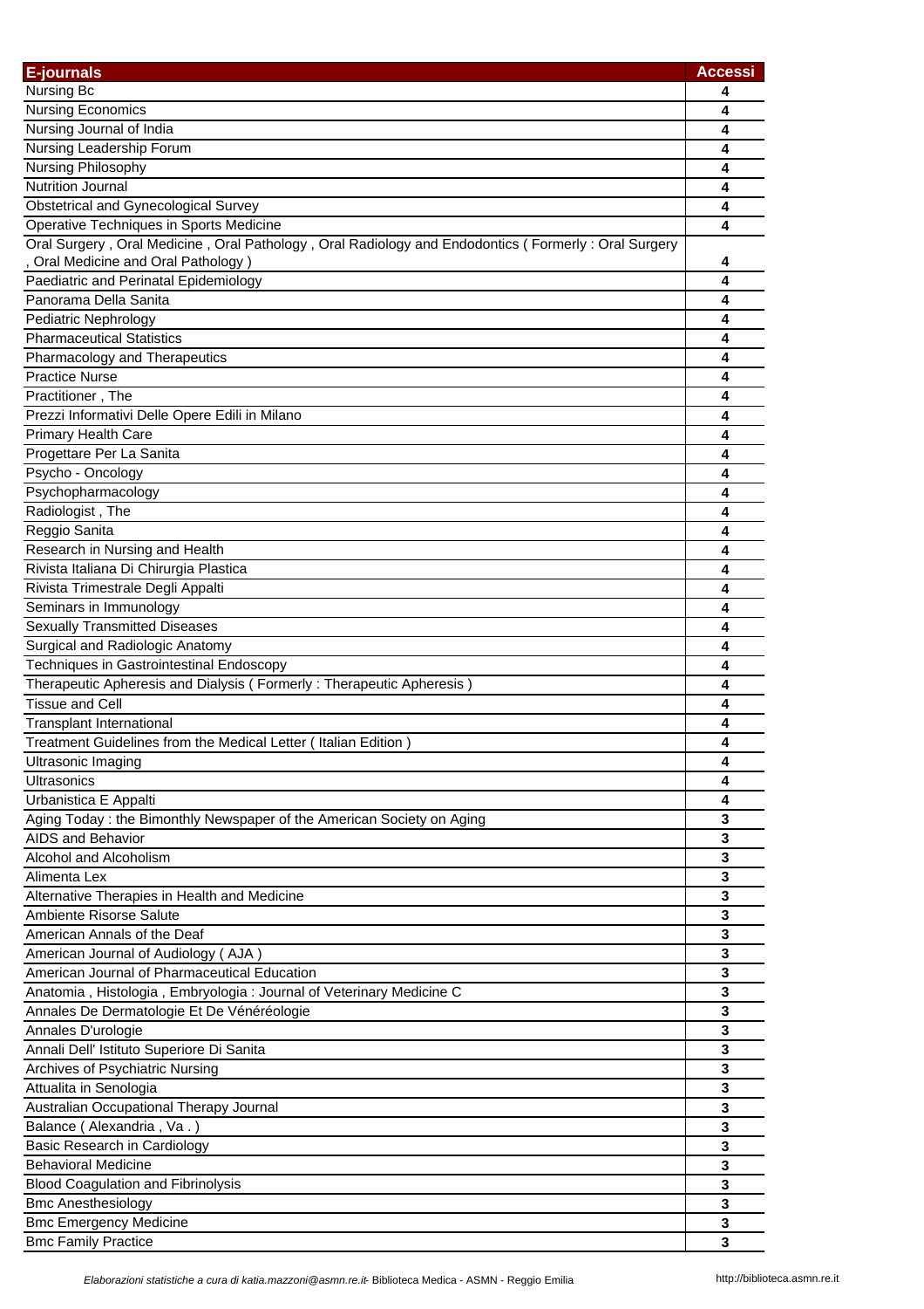| E-journals | Accessi |
|---|---|
| Nursing Bc | 4 |
| Nursing Economics | 4 |
| Nursing Journal of India | 4 |
| Nursing Leadership Forum | 4 |
| Nursing Philosophy | 4 |
| Nutrition Journal | 4 |
| Obstetrical and Gynecological Survey | 4 |
| Operative Techniques in Sports Medicine | 4 |
| Oral Surgery , Oral Medicine , Oral Pathology , Oral Radiology and Endodontics ( Formerly : Oral Surgery , Oral Medicine and Oral Pathology ) | 4 |
| Paediatric and Perinatal Epidemiology | 4 |
| Panorama Della Sanita | 4 |
| Pediatric Nephrology | 4 |
| Pharmaceutical Statistics | 4 |
| Pharmacology and Therapeutics | 4 |
| Practice Nurse | 4 |
| Practitioner , The | 4 |
| Prezzi Informativi Delle Opere Edili in Milano | 4 |
| Primary Health Care | 4 |
| Progettare Per La Sanita | 4 |
| Psycho - Oncology | 4 |
| Psychopharmacology | 4 |
| Radiologist , The | 4 |
| Reggio Sanita | 4 |
| Research in Nursing and Health | 4 |
| Rivista Italiana Di Chirurgia Plastica | 4 |
| Rivista Trimestrale Degli Appalti | 4 |
| Seminars in Immunology | 4 |
| Sexually Transmitted Diseases | 4 |
| Surgical and Radiologic Anatomy | 4 |
| Techniques in Gastrointestinal Endoscopy | 4 |
| Therapeutic Apheresis and Dialysis ( Formerly : Therapeutic Apheresis ) | 4 |
| Tissue and Cell | 4 |
| Transplant International | 4 |
| Treatment Guidelines from the Medical Letter ( Italian Edition ) | 4 |
| Ultrasonic Imaging | 4 |
| Ultrasonics | 4 |
| Urbanistica E Appalti | 4 |
| Aging Today : the Bimonthly Newspaper of the American Society on Aging | 3 |
| AIDS and Behavior | 3 |
| Alcohol and Alcoholism | 3 |
| Alimenta Lex | 3 |
| Alternative Therapies in Health and Medicine | 3 |
| Ambiente Risorse Salute | 3 |
| American Annals of the Deaf | 3 |
| American Journal of Audiology ( AJA ) | 3 |
| American Journal of Pharmaceutical Education | 3 |
| Anatomia , Histologia , Embryologia : Journal of Veterinary Medicine C | 3 |
| Annales De Dermatologie Et De Vénéréologie | 3 |
| Annales D'urologie | 3 |
| Annali Dell' Istituto Superiore Di Sanita | 3 |
| Archives of Psychiatric Nursing | 3 |
| Attualita in Senologia | 3 |
| Australian Occupational Therapy Journal | 3 |
| Balance ( Alexandria , Va . ) | 3 |
| Basic Research in Cardiology | 3 |
| Behavioral Medicine | 3 |
| Blood Coagulation and Fibrinolysis | 3 |
| Bmc Anesthesiology | 3 |
| Bmc Emergency Medicine | 3 |
| Bmc Family Practice | 3 |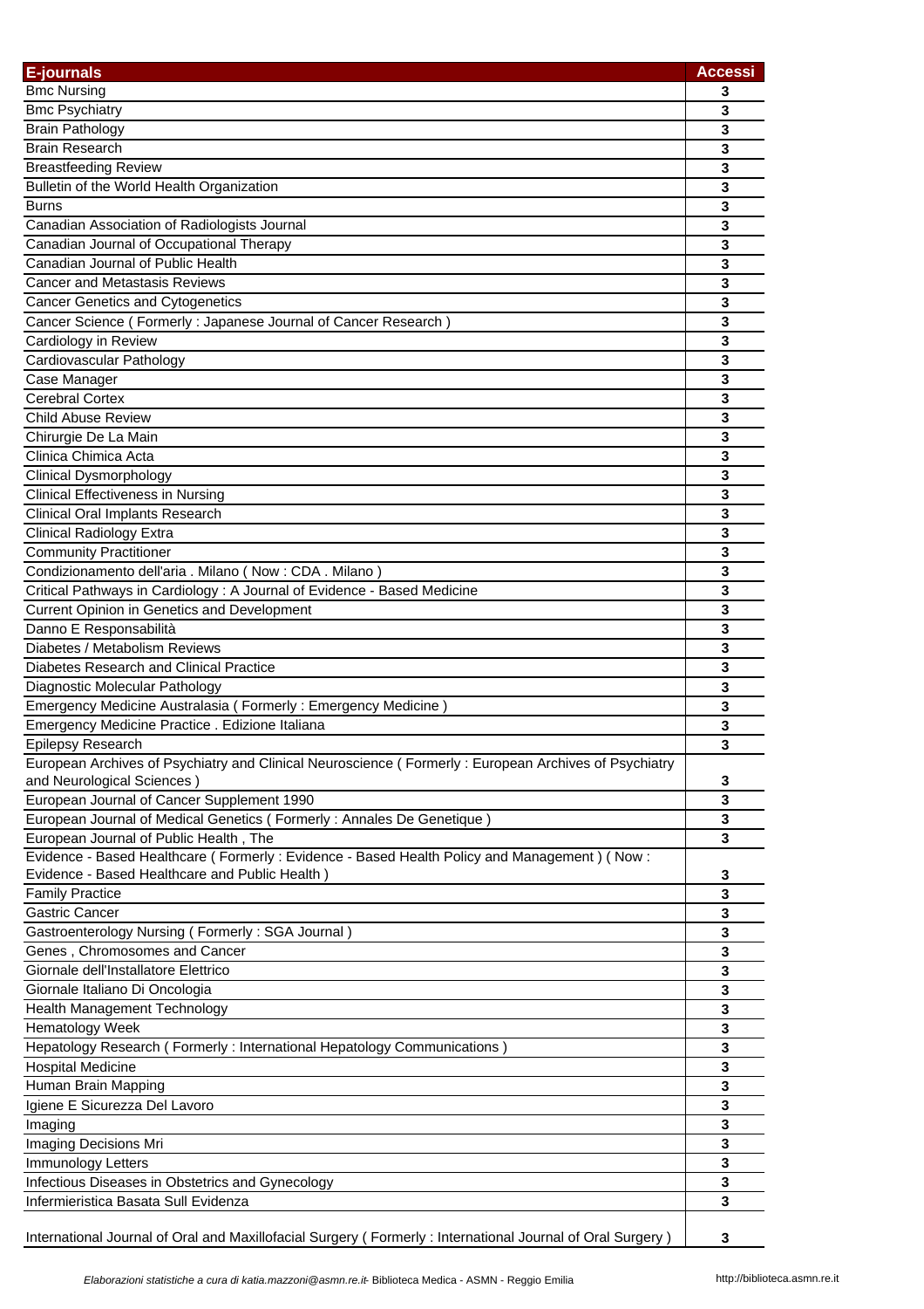| E-journals | Accessi |
| --- | --- |
| Bmc Nursing | 3 |
| Bmc Psychiatry | 3 |
| Brain Pathology | 3 |
| Brain Research | 3 |
| Breastfeeding Review | 3 |
| Bulletin of the World Health Organization | 3 |
| Burns | 3 |
| Canadian Association of Radiologists Journal | 3 |
| Canadian Journal of Occupational Therapy | 3 |
| Canadian Journal of Public Health | 3 |
| Cancer and Metastasis Reviews | 3 |
| Cancer Genetics and Cytogenetics | 3 |
| Cancer Science ( Formerly : Japanese Journal of Cancer Research ) | 3 |
| Cardiology in Review | 3 |
| Cardiovascular Pathology | 3 |
| Case Manager | 3 |
| Cerebral Cortex | 3 |
| Child Abuse Review | 3 |
| Chirurgie De La Main | 3 |
| Clinica Chimica Acta | 3 |
| Clinical Dysmorphology | 3 |
| Clinical Effectiveness in Nursing | 3 |
| Clinical Oral Implants Research | 3 |
| Clinical Radiology Extra | 3 |
| Community Practitioner | 3 |
| Condizionamento dell'aria . Milano ( Now : CDA . Milano ) | 3 |
| Critical Pathways in Cardiology : A Journal of Evidence - Based Medicine | 3 |
| Current Opinion in Genetics and Development | 3 |
| Danno E Responsabilità | 3 |
| Diabetes / Metabolism Reviews | 3 |
| Diabetes Research and Clinical Practice | 3 |
| Diagnostic Molecular Pathology | 3 |
| Emergency Medicine Australasia ( Formerly : Emergency Medicine ) | 3 |
| Emergency Medicine Practice . Edizione Italiana | 3 |
| Epilepsy Research | 3 |
| European Archives of Psychiatry and Clinical Neuroscience ( Formerly : European Archives of Psychiatry and Neurological Sciences ) | 3 |
| European Journal of Cancer Supplement 1990 | 3 |
| European Journal of Medical Genetics ( Formerly : Annales De Genetique ) | 3 |
| European Journal of Public Health , The | 3 |
| Evidence - Based Healthcare ( Formerly : Evidence - Based Health Policy and Management ) ( Now : Evidence - Based Healthcare and Public Health ) | 3 |
| Family Practice | 3 |
| Gastric Cancer | 3 |
| Gastroenterology Nursing ( Formerly : SGA Journal ) | 3 |
| Genes , Chromosomes and Cancer | 3 |
| Giornale dell'Installatore Elettrico | 3 |
| Giornale Italiano Di Oncologia | 3 |
| Health Management Technology | 3 |
| Hematology Week | 3 |
| Hepatology Research ( Formerly : International Hepatology Communications ) | 3 |
| Hospital Medicine | 3 |
| Human Brain Mapping | 3 |
| Igiene E Sicurezza Del Lavoro | 3 |
| Imaging | 3 |
| Imaging Decisions Mri | 3 |
| Immunology Letters | 3 |
| Infectious Diseases in Obstetrics and Gynecology | 3 |
| Infermieristica Basata Sull Evidenza | 3 |
| International Journal of Oral and Maxillofacial Surgery ( Formerly : International Journal of Oral Surgery ) | 3 |

*Elaborazioni statistiche a cura di katia.mazzoni@asmn.re.it-* Biblioteca Medica - ASMN - Reggio Emilia http://biblioteca.asmn.re.it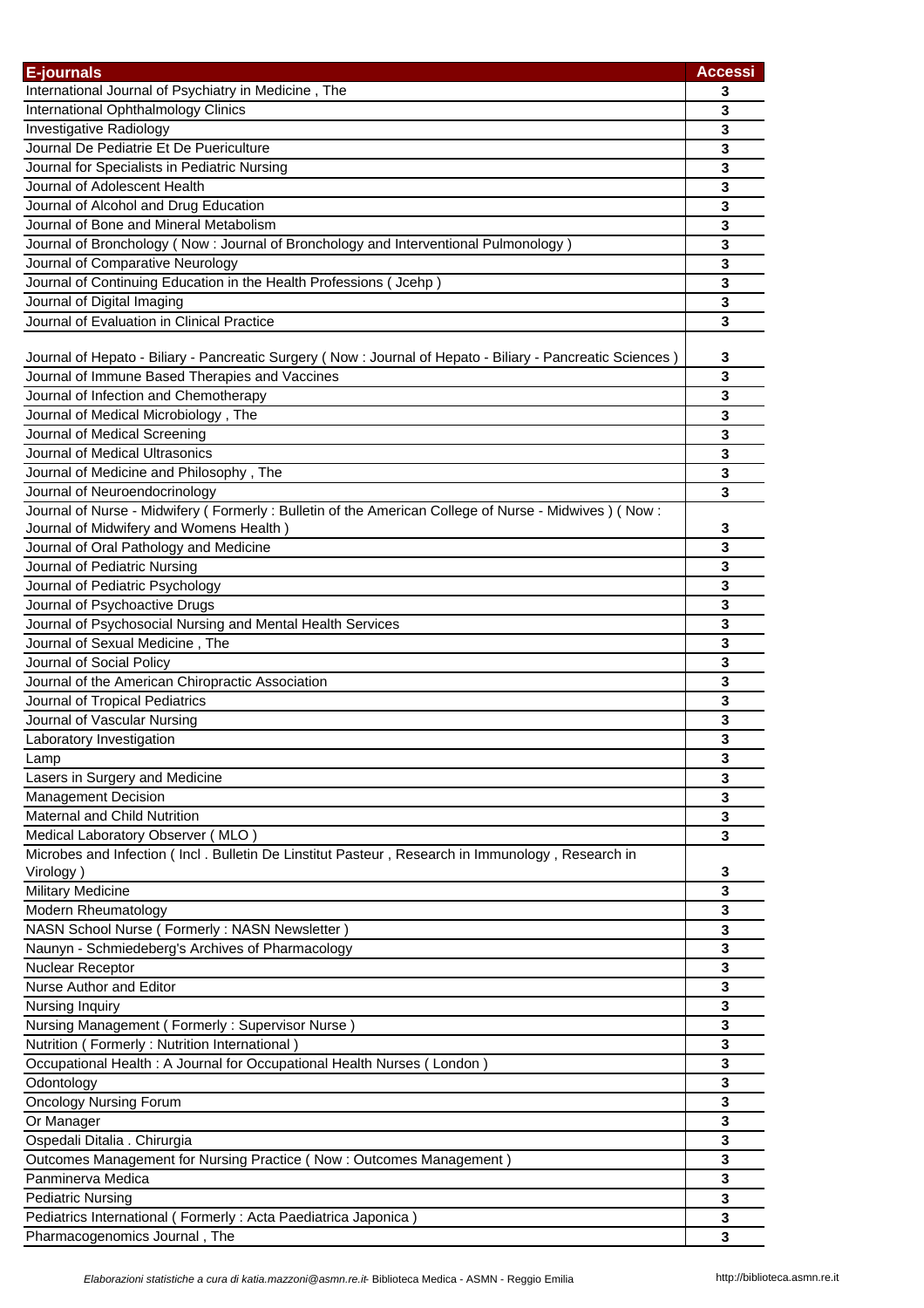| E-journals | Accessi |
|---|---|
| International Journal of Psychiatry in Medicine , The | 3 |
| International Ophthalmology Clinics | 3 |
| Investigative Radiology | 3 |
| Journal De Pediatrie Et De Puericulture | 3 |
| Journal for Specialists in Pediatric Nursing | 3 |
| Journal of Adolescent Health | 3 |
| Journal of Alcohol and Drug Education | 3 |
| Journal of Bone and Mineral Metabolism | 3 |
| Journal of Bronchology ( Now : Journal of Bronchology and Interventional Pulmonology ) | 3 |
| Journal of Comparative Neurology | 3 |
| Journal of Continuing Education in the Health Professions ( Jcehp ) | 3 |
| Journal of Digital Imaging | 3 |
| Journal of Evaluation in Clinical Practice | 3 |
| Journal of Hepato - Biliary - Pancreatic Surgery ( Now : Journal of Hepato - Biliary - Pancreatic Sciences ) | 3 |
| Journal of Immune Based Therapies and Vaccines | 3 |
| Journal of Infection and Chemotherapy | 3 |
| Journal of Medical Microbiology , The | 3 |
| Journal of Medical Screening | 3 |
| Journal of Medical Ultrasonics | 3 |
| Journal of Medicine and Philosophy , The | 3 |
| Journal of Neuroendocrinology | 3 |
| Journal of Nurse - Midwifery ( Formerly : Bulletin of the American College of Nurse - Midwives ) ( Now : Journal of Midwifery and Womens Health ) | 3 |
| Journal of Oral Pathology and Medicine | 3 |
| Journal of Pediatric Nursing | 3 |
| Journal of Pediatric Psychology | 3 |
| Journal of Psychoactive Drugs | 3 |
| Journal of Psychosocial Nursing and Mental Health Services | 3 |
| Journal of Sexual Medicine , The | 3 |
| Journal of Social Policy | 3 |
| Journal of the American Chiropractic Association | 3 |
| Journal of Tropical Pediatrics | 3 |
| Journal of Vascular Nursing | 3 |
| Laboratory Investigation | 3 |
| Lamp | 3 |
| Lasers in Surgery and Medicine | 3 |
| Management Decision | 3 |
| Maternal and Child Nutrition | 3 |
| Medical Laboratory Observer ( MLO ) | 3 |
| Microbes and Infection ( Incl . Bulletin De Linstitut Pasteur , Research in Immunology , Research in Virology ) | 3 |
| Military Medicine | 3 |
| Modern Rheumatology | 3 |
| NASN School Nurse ( Formerly : NASN Newsletter ) | 3 |
| Naunyn - Schmiedeberg's Archives of Pharmacology | 3 |
| Nuclear Receptor | 3 |
| Nurse Author and Editor | 3 |
| Nursing Inquiry | 3 |
| Nursing Management ( Formerly : Supervisor Nurse ) | 3 |
| Nutrition ( Formerly : Nutrition International ) | 3 |
| Occupational Health : A Journal for Occupational Health Nurses ( London ) | 3 |
| Odontology | 3 |
| Oncology Nursing Forum | 3 |
| Or Manager | 3 |
| Ospedali Ditalia . Chirurgia | 3 |
| Outcomes Management for Nursing Practice ( Now : Outcomes Management ) | 3 |
| Panminerva Medica | 3 |
| Pediatric Nursing | 3 |
| Pediatrics International ( Formerly : Acta Paediatrica Japonica ) | 3 |
| Pharmacogenomics Journal , The | 3 |

*Elaborazioni statistiche a cura di katia.mazzoni@asmn.re.it*- Biblioteca Medica - ASMN - Reggio Emilia    http://biblioteca.asmn.re.it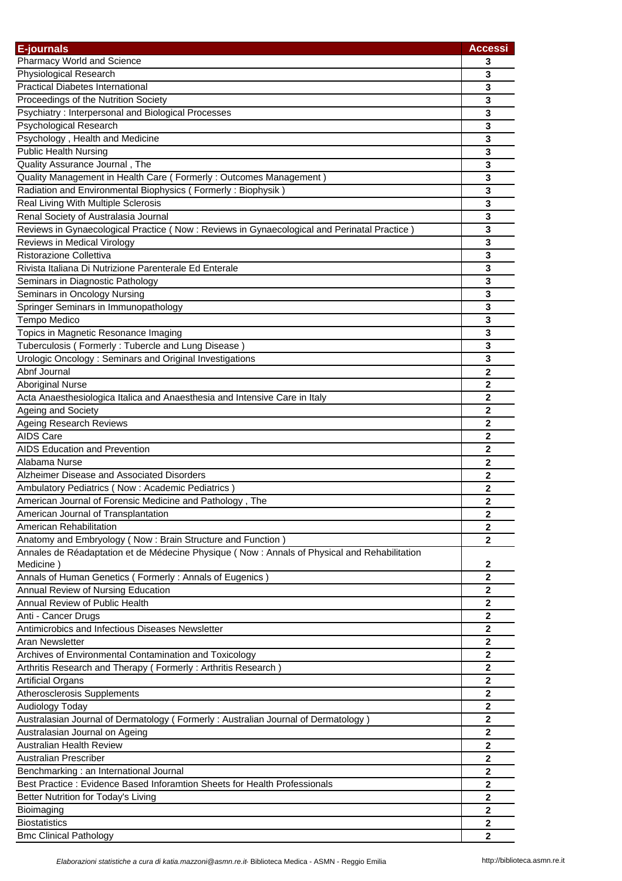| E-journals | Accessi |
| --- | --- |
| Pharmacy World and Science | 3 |
| Physiological Research | 3 |
| Practical Diabetes International | 3 |
| Proceedings of the Nutrition Society | 3 |
| Psychiatry : Interpersonal and Biological Processes | 3 |
| Psychological Research | 3 |
| Psychology , Health and Medicine | 3 |
| Public Health Nursing | 3 |
| Quality Assurance Journal , The | 3 |
| Quality Management in Health Care ( Formerly : Outcomes Management ) | 3 |
| Radiation and Environmental Biophysics ( Formerly : Biophysik ) | 3 |
| Real Living With Multiple Sclerosis | 3 |
| Renal Society of Australasia Journal | 3 |
| Reviews in Gynaecological Practice ( Now : Reviews in Gynaecological and Perinatal Practice ) | 3 |
| Reviews in Medical Virology | 3 |
| Ristorazione Collettiva | 3 |
| Rivista Italiana Di Nutrizione Parenterale Ed Enterale | 3 |
| Seminars in Diagnostic Pathology | 3 |
| Seminars in Oncology Nursing | 3 |
| Springer Seminars in Immunopathology | 3 |
| Tempo Medico | 3 |
| Topics in Magnetic Resonance Imaging | 3 |
| Tuberculosis ( Formerly : Tubercle and Lung Disease ) | 3 |
| Urologic Oncology : Seminars and Original Investigations | 3 |
| Abnf Journal | 2 |
| Aboriginal Nurse | 2 |
| Acta Anaesthesiologica Italica and Anaesthesia and Intensive Care in Italy | 2 |
| Ageing and Society | 2 |
| Ageing Research Reviews | 2 |
| AIDS Care | 2 |
| AIDS Education and Prevention | 2 |
| Alabama Nurse | 2 |
| Alzheimer Disease and Associated Disorders | 2 |
| Ambulatory Pediatrics ( Now : Academic Pediatrics ) | 2 |
| American Journal of Forensic Medicine and Pathology , The | 2 |
| American Journal of Transplantation | 2 |
| American Rehabilitation | 2 |
| Anatomy and Embryology ( Now : Brain Structure and Function ) | 2 |
| Annales de Réadaptation et de Médecine Physique ( Now : Annals of Physical and Rehabilitation Medicine ) | 2 |
| Annals of Human Genetics ( Formerly : Annals of Eugenics ) | 2 |
| Annual Review of Nursing Education | 2 |
| Annual Review of Public Health | 2 |
| Anti - Cancer Drugs | 2 |
| Antimicrobics and Infectious Diseases Newsletter | 2 |
| Aran Newsletter | 2 |
| Archives of Environmental Contamination and Toxicology | 2 |
| Arthritis Research and Therapy ( Formerly : Arthritis Research ) | 2 |
| Artificial Organs | 2 |
| Atherosclerosis Supplements | 2 |
| Audiology Today | 2 |
| Australasian Journal of Dermatology ( Formerly : Australian Journal of Dermatology ) | 2 |
| Australasian Journal on Ageing | 2 |
| Australian Health Review | 2 |
| Australian Prescriber | 2 |
| Benchmarking : an International Journal | 2 |
| Best Practice : Evidence Based Inforamtion Sheets for Health Professionals | 2 |
| Better Nutrition for Today's Living | 2 |
| Bioimaging | 2 |
| Biostatistics | 2 |
| Bmc Clinical Pathology | 2 |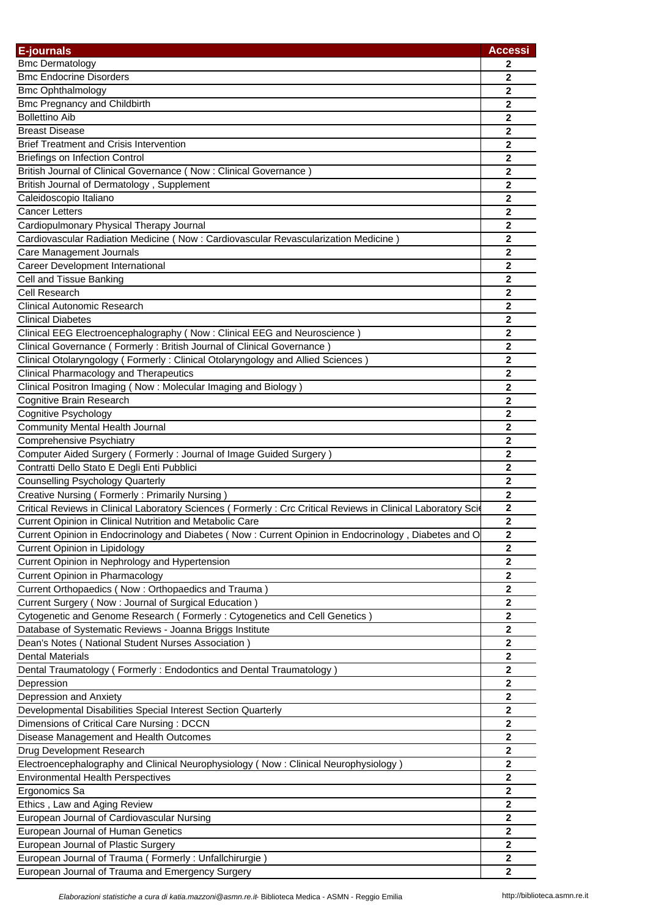| E-journals | Accessi |
|---|---|
| Bmc Dermatology | 2 |
| Bmc Endocrine Disorders | 2 |
| Bmc Ophthalmology | 2 |
| Bmc Pregnancy and Childbirth | 2 |
| Bollettino Aib | 2 |
| Breast Disease | 2 |
| Brief Treatment and Crisis Intervention | 2 |
| Briefings on Infection Control | 2 |
| British Journal of Clinical Governance ( Now : Clinical Governance ) | 2 |
| British Journal of Dermatology , Supplement | 2 |
| Caleidoscopio Italiano | 2 |
| Cancer Letters | 2 |
| Cardiopulmonary Physical Therapy Journal | 2 |
| Cardiovascular Radiation Medicine ( Now : Cardiovascular Revascularization Medicine ) | 2 |
| Care Management Journals | 2 |
| Career Development International | 2 |
| Cell and Tissue Banking | 2 |
| Cell Research | 2 |
| Clinical Autonomic Research | 2 |
| Clinical Diabetes | 2 |
| Clinical EEG Electroencephalography ( Now : Clinical EEG and Neuroscience ) | 2 |
| Clinical Governance ( Formerly : British Journal of Clinical Governance ) | 2 |
| Clinical Otolaryngology ( Formerly : Clinical Otolaryngology and Allied Sciences ) | 2 |
| Clinical Pharmacology and Therapeutics | 2 |
| Clinical Positron Imaging ( Now : Molecular Imaging and Biology ) | 2 |
| Cognitive Brain Research | 2 |
| Cognitive Psychology | 2 |
| Community Mental Health Journal | 2 |
| Comprehensive Psychiatry | 2 |
| Computer Aided Surgery ( Formerly : Journal of Image Guided Surgery ) | 2 |
| Contratti Dello Stato E Degli Enti Pubblici | 2 |
| Counselling Psychology Quarterly | 2 |
| Creative Nursing ( Formerly : Primarily Nursing ) | 2 |
| Critical Reviews in Clinical Laboratory Sciences ( Formerly : Crc Critical Reviews in Clinical Laboratory Scie | 2 |
| Current Opinion in Clinical Nutrition and Metabolic Care | 2 |
| Current Opinion in Endocrinology and Diabetes ( Now : Current Opinion in Endocrinology , Diabetes and O | 2 |
| Current Opinion in Lipidology | 2 |
| Current Opinion in Nephrology and Hypertension | 2 |
| Current Opinion in Pharmacology | 2 |
| Current Orthopaedics ( Now : Orthopaedics and Trauma ) | 2 |
| Current Surgery ( Now : Journal of Surgical Education ) | 2 |
| Cytogenetic and Genome Research ( Formerly : Cytogenetics and Cell Genetics ) | 2 |
| Database of Systematic Reviews - Joanna Briggs Institute | 2 |
| Dean's Notes ( National Student Nurses Association ) | 2 |
| Dental Materials | 2 |
| Dental Traumatology ( Formerly : Endodontics and Dental Traumatology ) | 2 |
| Depression | 2 |
| Depression and Anxiety | 2 |
| Developmental Disabilities Special Interest Section Quarterly | 2 |
| Dimensions of Critical Care Nursing : DCCN | 2 |
| Disease Management and Health Outcomes | 2 |
| Drug Development Research | 2 |
| Electroencephalography and Clinical Neurophysiology ( Now : Clinical Neurophysiology ) | 2 |
| Environmental Health Perspectives | 2 |
| Ergonomics Sa | 2 |
| Ethics , Law and Aging Review | 2 |
| European Journal of Cardiovascular Nursing | 2 |
| European Journal of Human Genetics | 2 |
| European Journal of Plastic Surgery | 2 |
| European Journal of Trauma ( Formerly : Unfallchirurgie ) | 2 |
| European Journal of Trauma and Emergency Surgery | 2 |

*Elaborazioni statistiche a cura di katia.mazzoni@asmn.re.it-* Biblioteca Medica - ASMN - Reggio Emilia http://biblioteca.asmn.re.it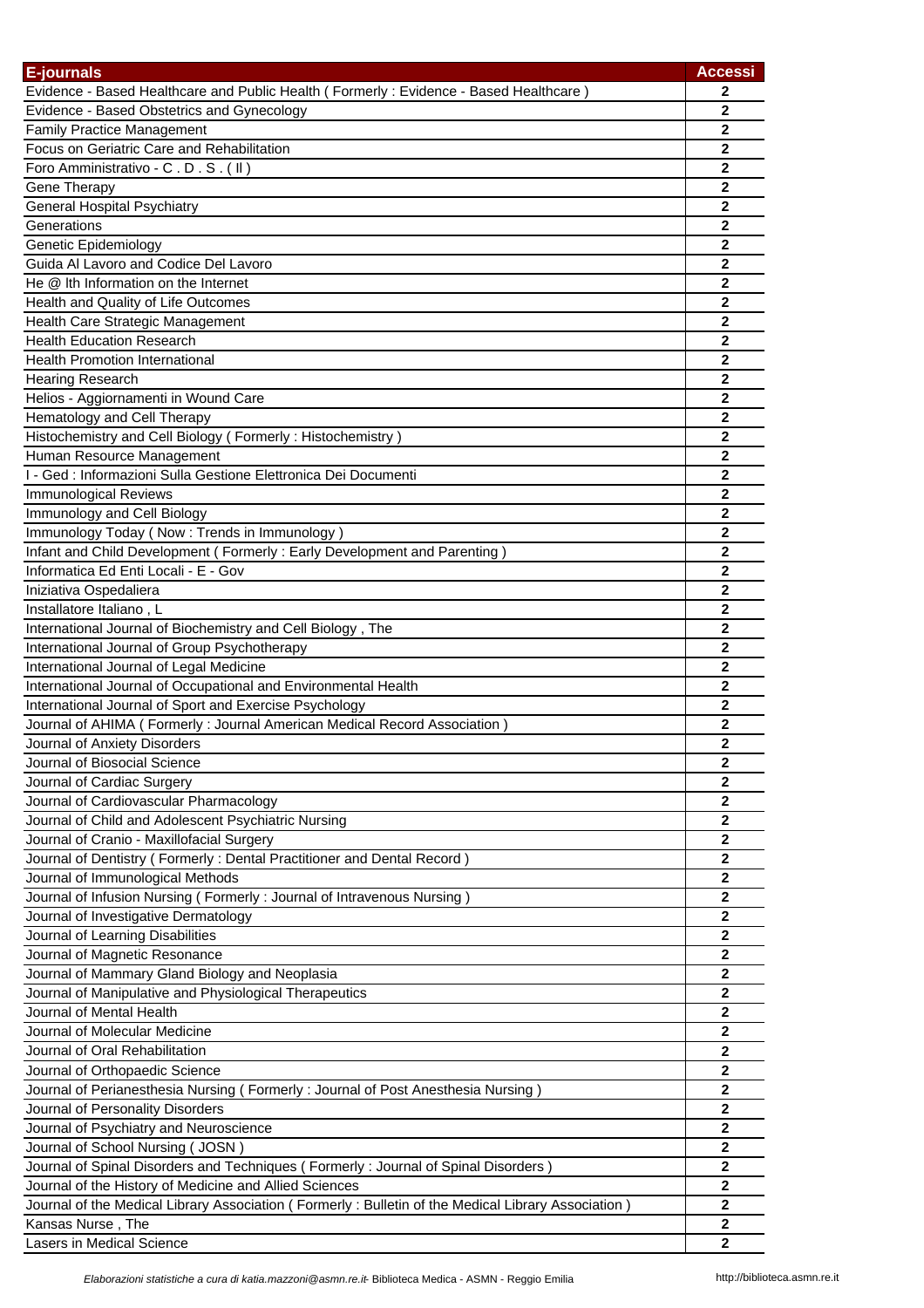| E-journals | Accessi |
| --- | --- |
| Evidence - Based Healthcare and Public Health ( Formerly : Evidence - Based Healthcare ) | 2 |
| Evidence - Based Obstetrics and Gynecology | 2 |
| Family Practice Management | 2 |
| Focus on Geriatric Care and Rehabilitation | 2 |
| Foro Amministrativo - C . D . S . ( Il ) | 2 |
| Gene Therapy | 2 |
| General Hospital Psychiatry | 2 |
| Generations | 2 |
| Genetic Epidemiology | 2 |
| Guida Al Lavoro and Codice Del Lavoro | 2 |
| He @ lth Information on the Internet | 2 |
| Health and Quality of Life Outcomes | 2 |
| Health Care Strategic Management | 2 |
| Health Education Research | 2 |
| Health Promotion International | 2 |
| Hearing Research | 2 |
| Helios - Aggiornamenti in Wound Care | 2 |
| Hematology and Cell Therapy | 2 |
| Histochemistry and Cell Biology ( Formerly : Histochemistry ) | 2 |
| Human Resource Management | 2 |
| I - Ged : Informazioni Sulla Gestione Elettronica Dei Documenti | 2 |
| Immunological Reviews | 2 |
| Immunology and Cell Biology | 2 |
| Immunology Today ( Now : Trends in Immunology ) | 2 |
| Infant and Child Development ( Formerly : Early Development and Parenting ) | 2 |
| Informatica Ed Enti Locali - E - Gov | 2 |
| Iniziativa Ospedaliera | 2 |
| Installatore Italiano , L | 2 |
| International Journal of Biochemistry and Cell Biology , The | 2 |
| International Journal of Group Psychotherapy | 2 |
| International Journal of Legal Medicine | 2 |
| International Journal of Occupational and Environmental Health | 2 |
| International Journal of Sport and Exercise Psychology | 2 |
| Journal of AHIMA ( Formerly : Journal American Medical Record Association ) | 2 |
| Journal of Anxiety Disorders | 2 |
| Journal of Biosocial Science | 2 |
| Journal of Cardiac Surgery | 2 |
| Journal of Cardiovascular Pharmacology | 2 |
| Journal of Child and Adolescent Psychiatric Nursing | 2 |
| Journal of Cranio - Maxillofacial Surgery | 2 |
| Journal of Dentistry ( Formerly : Dental Practitioner and Dental Record ) | 2 |
| Journal of Immunological Methods | 2 |
| Journal of Infusion Nursing ( Formerly : Journal of Intravenous Nursing ) | 2 |
| Journal of Investigative Dermatology | 2 |
| Journal of Learning Disabilities | 2 |
| Journal of Magnetic Resonance | 2 |
| Journal of Mammary Gland Biology and Neoplasia | 2 |
| Journal of Manipulative and Physiological Therapeutics | 2 |
| Journal of Mental Health | 2 |
| Journal of Molecular Medicine | 2 |
| Journal of Oral Rehabilitation | 2 |
| Journal of Orthopaedic Science | 2 |
| Journal of Perianesthesia Nursing ( Formerly : Journal of Post Anesthesia Nursing ) | 2 |
| Journal of Personality Disorders | 2 |
| Journal of Psychiatry and Neuroscience | 2 |
| Journal of School Nursing ( JOSN ) | 2 |
| Journal of Spinal Disorders and Techniques ( Formerly : Journal of Spinal Disorders ) | 2 |
| Journal of the History of Medicine and Allied Sciences | 2 |
| Journal of the Medical Library Association ( Formerly : Bulletin of the Medical Library Association ) | 2 |
| Kansas Nurse , The | 2 |
| Lasers in Medical Science | 2 |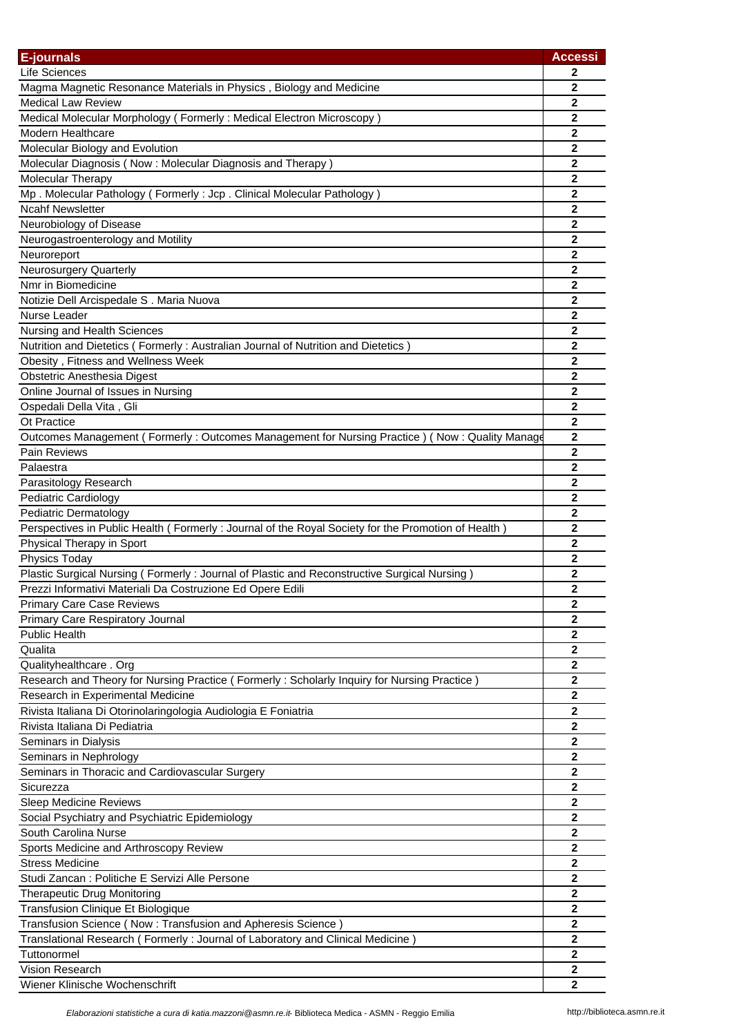| E-journals | Accessi |
|---|---|
| Life Sciences | 2 |
| Magma Magnetic Resonance Materials in Physics , Biology and Medicine | 2 |
| Medical Law Review | 2 |
| Medical Molecular Morphology ( Formerly : Medical Electron Microscopy ) | 2 |
| Modern Healthcare | 2 |
| Molecular Biology and Evolution | 2 |
| Molecular Diagnosis ( Now : Molecular Diagnosis and Therapy ) | 2 |
| Molecular Therapy | 2 |
| Mp . Molecular Pathology ( Formerly : Jcp . Clinical Molecular Pathology ) | 2 |
| Ncahf Newsletter | 2 |
| Neurobiology of Disease | 2 |
| Neurogastroenterology and Motility | 2 |
| Neuroreport | 2 |
| Neurosurgery Quarterly | 2 |
| Nmr in Biomedicine | 2 |
| Notizie Dell Arcispedale S . Maria Nuova | 2 |
| Nurse Leader | 2 |
| Nursing and Health Sciences | 2 |
| Nutrition and Dietetics ( Formerly : Australian Journal of Nutrition and Dietetics ) | 2 |
| Obesity , Fitness and Wellness Week | 2 |
| Obstetric Anesthesia Digest | 2 |
| Online Journal of Issues in Nursing | 2 |
| Ospedali Della Vita , Gli | 2 |
| Ot Practice | 2 |
| Outcomes Management ( Formerly : Outcomes Management for Nursing Practice ) ( Now : Quality Manage | 2 |
| Pain Reviews | 2 |
| Palaestra | 2 |
| Parasitology Research | 2 |
| Pediatric Cardiology | 2 |
| Pediatric Dermatology | 2 |
| Perspectives in Public Health ( Formerly : Journal of the Royal Society for the Promotion of Health ) | 2 |
| Physical Therapy in Sport | 2 |
| Physics Today | 2 |
| Plastic Surgical Nursing ( Formerly : Journal of Plastic and Reconstructive Surgical Nursing ) | 2 |
| Prezzi Informativi Materiali Da Costruzione Ed Opere Edili | 2 |
| Primary Care Case Reviews | 2 |
| Primary Care Respiratory Journal | 2 |
| Public Health | 2 |
| Qualita | 2 |
| Qualityhealthcare . Org | 2 |
| Research and Theory for Nursing Practice ( Formerly : Scholarly Inquiry for Nursing Practice ) | 2 |
| Research in Experimental Medicine | 2 |
| Rivista Italiana Di Otorinolaringologia Audiologia E Foniatria | 2 |
| Rivista Italiana Di Pediatria | 2 |
| Seminars in Dialysis | 2 |
| Seminars in Nephrology | 2 |
| Seminars in Thoracic and Cardiovascular Surgery | 2 |
| Sicurezza | 2 |
| Sleep Medicine Reviews | 2 |
| Social Psychiatry and Psychiatric Epidemiology | 2 |
| South Carolina Nurse | 2 |
| Sports Medicine and Arthroscopy Review | 2 |
| Stress Medicine | 2 |
| Studi Zancan : Politiche E Servizi Alle Persone | 2 |
| Therapeutic Drug Monitoring | 2 |
| Transfusion Clinique Et Biologique | 2 |
| Transfusion Science ( Now : Transfusion and Apheresis Science ) | 2 |
| Translational Research ( Formerly : Journal of Laboratory and Clinical Medicine ) | 2 |
| Tuttonormel | 2 |
| Vision Research | 2 |
| Wiener Klinische Wochenschrift | 2 |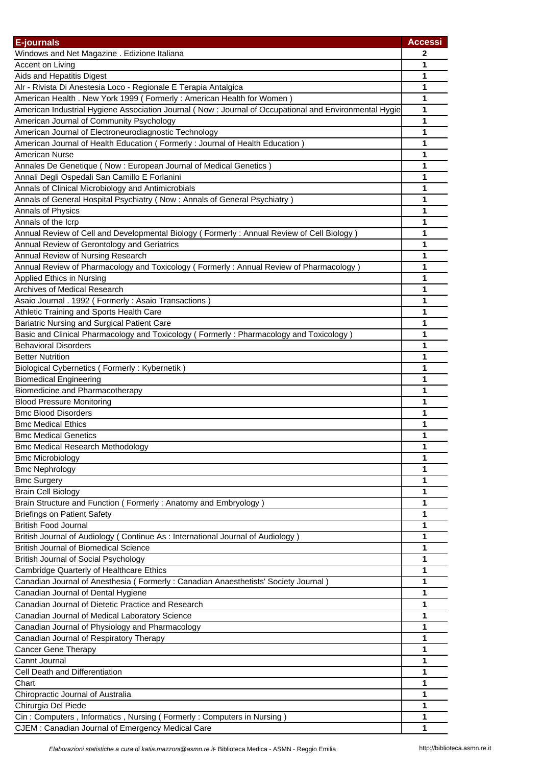| E-journals | Accessi |
|---|---|
| Windows and Net Magazine . Edizione Italiana | 2 |
| Accent on Living | 1 |
| Aids and Hepatitis Digest | 1 |
| Alr - Rivista Di Anestesia Loco - Regionale E Terapia Antalgica | 1 |
| American Health . New York 1999 ( Formerly : American Health for Women ) | 1 |
| American Industrial Hygiene Association Journal ( Now : Journal of Occupational and Environmental Hygie | 1 |
| American Journal of Community Psychology | 1 |
| American Journal of Electroneurodiagnostic Technology | 1 |
| American Journal of Health Education ( Formerly : Journal of Health Education ) | 1 |
| American Nurse | 1 |
| Annales De Genetique ( Now : European Journal of Medical Genetics ) | 1 |
| Annali Degli Ospedali San Camillo E Forlanini | 1 |
| Annals of Clinical Microbiology and Antimicrobials | 1 |
| Annals of General Hospital Psychiatry ( Now : Annals of General Psychiatry ) | 1 |
| Annals of Physics | 1 |
| Annals of the Icrp | 1 |
| Annual Review of Cell and Developmental Biology ( Formerly : Annual Review of Cell Biology ) | 1 |
| Annual Review of Gerontology and Geriatrics | 1 |
| Annual Review of Nursing Research | 1 |
| Annual Review of Pharmacology and Toxicology ( Formerly : Annual Review of Pharmacology ) | 1 |
| Applied Ethics in Nursing | 1 |
| Archives of Medical Research | 1 |
| Asaio Journal . 1992 ( Formerly : Asaio Transactions ) | 1 |
| Athletic Training and Sports Health Care | 1 |
| Bariatric Nursing and Surgical Patient Care | 1 |
| Basic and Clinical Pharmacology and Toxicology ( Formerly : Pharmacology and Toxicology ) | 1 |
| Behavioral Disorders | 1 |
| Better Nutrition | 1 |
| Biological Cybernetics ( Formerly : Kybernetik ) | 1 |
| Biomedical Engineering | 1 |
| Biomedicine and Pharmacotherapy | 1 |
| Blood Pressure Monitoring | 1 |
| Bmc Blood Disorders | 1 |
| Bmc Medical Ethics | 1 |
| Bmc Medical Genetics | 1 |
| Bmc Medical Research Methodology | 1 |
| Bmc Microbiology | 1 |
| Bmc Nephrology | 1 |
| Bmc Surgery | 1 |
| Brain Cell Biology | 1 |
| Brain Structure and Function ( Formerly : Anatomy and Embryology ) | 1 |
| Briefings on Patient Safety | 1 |
| British Food Journal | 1 |
| British Journal of Audiology ( Continue As : International Journal of Audiology ) | 1 |
| British Journal of Biomedical Science | 1 |
| British Journal of Social Psychology | 1 |
| Cambridge Quarterly of Healthcare Ethics | 1 |
| Canadian Journal of Anesthesia ( Formerly : Canadian Anaesthetists' Society Journal ) | 1 |
| Canadian Journal of Dental Hygiene | 1 |
| Canadian Journal of Dietetic Practice and Research | 1 |
| Canadian Journal of Medical Laboratory Science | 1 |
| Canadian Journal of Physiology and Pharmacology | 1 |
| Canadian Journal of Respiratory Therapy | 1 |
| Cancer Gene Therapy | 1 |
| Cannt Journal | 1 |
| Cell Death and Differentiation | 1 |
| Chart | 1 |
| Chiropractic Journal of Australia | 1 |
| Chirurgia Del Piede | 1 |
| Cin : Computers , Informatics , Nursing ( Formerly : Computers in Nursing ) | 1 |
| CJEM : Canadian Journal of Emergency Medical Care | 1 |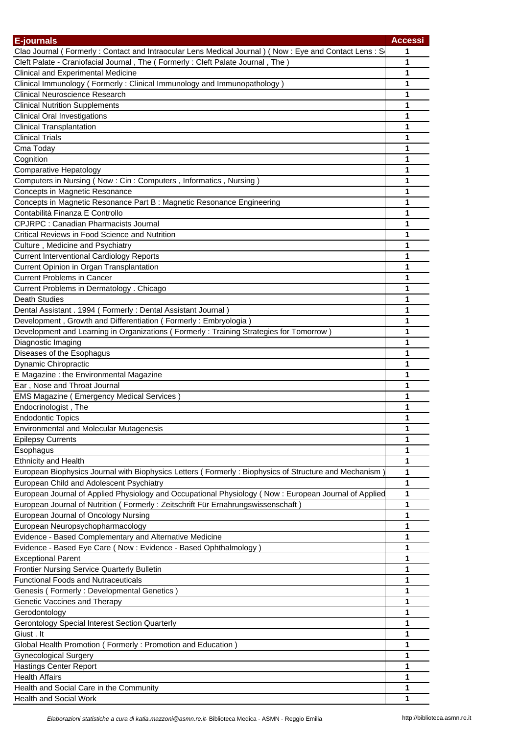| E-journals | Accessi |
|---|---|
| Clao Journal ( Formerly : Contact and Intraocular Lens Medical Journal ) ( Now : Eye and Contact Lens : S | 1 |
| Cleft Palate - Craniofacial Journal , The ( Formerly : Cleft Palate Journal , The ) | 1 |
| Clinical and Experimental Medicine | 1 |
| Clinical Immunology ( Formerly : Clinical Immunology and Immunopathology ) | 1 |
| Clinical Neuroscience Research | 1 |
| Clinical Nutrition Supplements | 1 |
| Clinical Oral Investigations | 1 |
| Clinical Transplantation | 1 |
| Clinical Trials | 1 |
| Cma Today | 1 |
| Cognition | 1 |
| Comparative Hepatology | 1 |
| Computers in Nursing ( Now : Cin : Computers , Informatics , Nursing ) | 1 |
| Concepts in Magnetic Resonance | 1 |
| Concepts in Magnetic Resonance Part B : Magnetic Resonance Engineering | 1 |
| Contabilità Finanza E Controllo | 1 |
| CPJRPC : Canadian Pharmacists Journal | 1 |
| Critical Reviews in Food Science and Nutrition | 1 |
| Culture , Medicine and Psychiatry | 1 |
| Current Interventional Cardiology Reports | 1 |
| Current Opinion in Organ Transplantation | 1 |
| Current Problems in Cancer | 1 |
| Current Problems in Dermatology . Chicago | 1 |
| Death Studies | 1 |
| Dental Assistant . 1994 ( Formerly : Dental Assistant Journal ) | 1 |
| Development , Growth and Differentiation ( Formerly : Embryologia ) | 1 |
| Development and Learning in Organizations ( Formerly : Training Strategies for Tomorrow ) | 1 |
| Diagnostic Imaging | 1 |
| Diseases of the Esophagus | 1 |
| Dynamic Chiropractic | 1 |
| E Magazine : the Environmental Magazine | 1 |
| Ear , Nose and Throat Journal | 1 |
| EMS Magazine ( Emergency Medical Services ) | 1 |
| Endocrinologist , The | 1 |
| Endodontic Topics | 1 |
| Environmental and Molecular Mutagenesis | 1 |
| Epilepsy Currents | 1 |
| Esophagus | 1 |
| Ethnicity and Health | 1 |
| European Biophysics Journal with Biophysics Letters ( Formerly : Biophysics of Structure and Mechanism ) | 1 |
| European Child and Adolescent Psychiatry | 1 |
| European Journal of Applied Physiology and Occupational Physiology ( Now : European Journal of Applied | 1 |
| European Journal of Nutrition ( Formerly : Zeitschrift Für Ernahrungswissenschaft ) | 1 |
| European Journal of Oncology Nursing | 1 |
| European Neuropsychopharmacology | 1 |
| Evidence - Based Complementary and Alternative Medicine | 1 |
| Evidence - Based Eye Care ( Now : Evidence - Based Ophthalmology ) | 1 |
| Exceptional Parent | 1 |
| Frontier Nursing Service Quarterly Bulletin | 1 |
| Functional Foods and Nutraceuticals | 1 |
| Genesis ( Formerly : Developmental Genetics ) | 1 |
| Genetic Vaccines and Therapy | 1 |
| Gerodontology | 1 |
| Gerontology Special Interest Section Quarterly | 1 |
| Giust . It | 1 |
| Global Health Promotion ( Formerly : Promotion and Education ) | 1 |
| Gynecological Surgery | 1 |
| Hastings Center Report | 1 |
| Health Affairs | 1 |
| Health and Social Care in the Community | 1 |
| Health and Social Work | 1 |

*Elaborazioni statistiche a cura di katia.mazzoni@asmn.re.it-* Biblioteca Medica - ASMN - Reggio Emilia http://biblioteca.asmn.re.it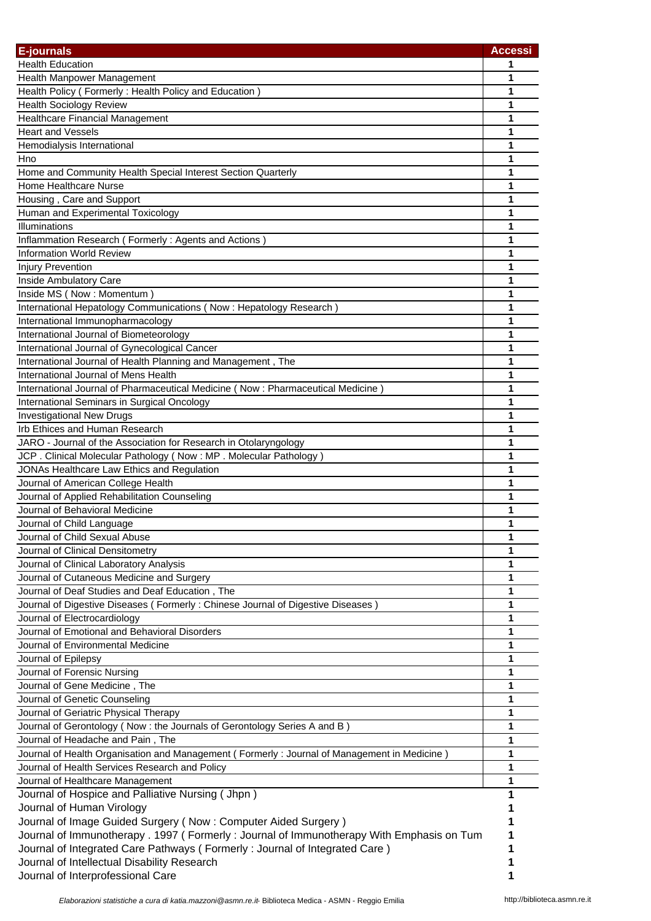| E-journals | Accessi |
|---|---|
| Health Education | 1 |
| Health Manpower Management | 1 |
| Health Policy ( Formerly : Health Policy and Education ) | 1 |
| Health Sociology Review | 1 |
| Healthcare Financial Management | 1 |
| Heart and Vessels | 1 |
| Hemodialysis International | 1 |
| Hno | 1 |
| Home and Community Health Special Interest Section Quarterly | 1 |
| Home Healthcare Nurse | 1 |
| Housing , Care and Support | 1 |
| Human and Experimental Toxicology | 1 |
| Illuminations | 1 |
| Inflammation Research ( Formerly : Agents and Actions ) | 1 |
| Information World Review | 1 |
| Injury Prevention | 1 |
| Inside Ambulatory Care | 1 |
| Inside MS ( Now : Momentum ) | 1 |
| International Hepatology Communications ( Now : Hepatology Research ) | 1 |
| International Immunopharmacology | 1 |
| International Journal of Biometeorology | 1 |
| International Journal of Gynecological Cancer | 1 |
| International Journal of Health Planning and Management , The | 1 |
| International Journal of Mens Health | 1 |
| International Journal of Pharmaceutical Medicine ( Now : Pharmaceutical Medicine ) | 1 |
| International Seminars in Surgical Oncology | 1 |
| Investigational New Drugs | 1 |
| Irb Ethices and Human Research | 1 |
| JARO - Journal of the Association for Research in Otolaryngology | 1 |
| JCP . Clinical Molecular Pathology ( Now : MP . Molecular Pathology ) | 1 |
| JONAs Healthcare Law Ethics and Regulation | 1 |
| Journal of American College Health | 1 |
| Journal of Applied Rehabilitation Counseling | 1 |
| Journal of Behavioral Medicine | 1 |
| Journal of Child Language | 1 |
| Journal of Child Sexual Abuse | 1 |
| Journal of Clinical Densitometry | 1 |
| Journal of Clinical Laboratory Analysis | 1 |
| Journal of Cutaneous Medicine and Surgery | 1 |
| Journal of Deaf Studies and Deaf Education , The | 1 |
| Journal of Digestive Diseases ( Formerly : Chinese Journal of Digestive Diseases ) | 1 |
| Journal of Electrocardiology | 1 |
| Journal of Emotional and Behavioral Disorders | 1 |
| Journal of Environmental Medicine | 1 |
| Journal of Epilepsy | 1 |
| Journal of Forensic Nursing | 1 |
| Journal of Gene Medicine , The | 1 |
| Journal of Genetic Counseling | 1 |
| Journal of Geriatric Physical Therapy | 1 |
| Journal of Gerontology ( Now : the Journals of Gerontology Series A and B ) | 1 |
| Journal of Headache and Pain , The | 1 |
| Journal of Health Organisation and Management ( Formerly : Journal of Management in Medicine ) | 1 |
| Journal of Health Services Research and Policy | 1 |
| Journal of Healthcare Management | 1 |
| Journal of Hospice and Palliative Nursing ( Jhpn ) | 1 |
| Journal of Human Virology | 1 |
| Journal of Image Guided Surgery ( Now : Computer Aided Surgery ) | 1 |
| Journal of Immunotherapy . 1997 ( Formerly : Journal of Immunotherapy With Emphasis on Tum | 1 |
| Journal of Integrated Care Pathways ( Formerly : Journal of Integrated Care ) | 1 |
| Journal of Intellectual Disability Research | 1 |
| Journal of Interprofessional Care | 1 |

*Elaborazioni statistiche a cura di katia.mazzoni@asmn.re.it*- Biblioteca Medica - ASMN - Reggio Emilia http://biblioteca.asmn.re.it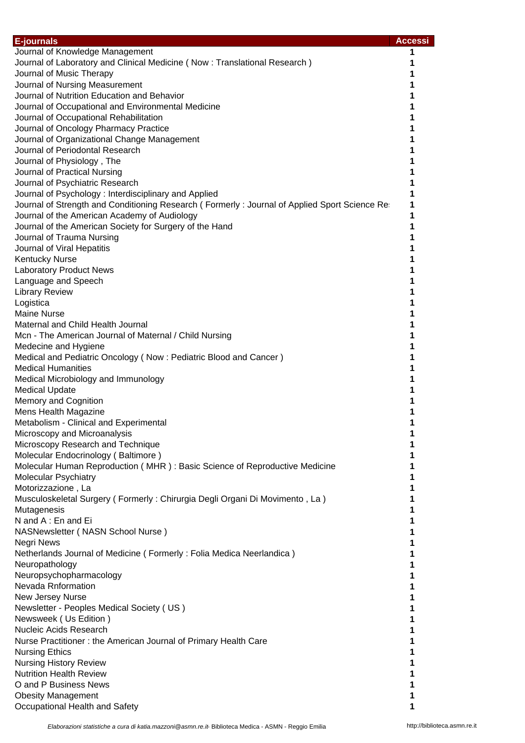| E-journals | Accessi |
|---|---|
| Journal of Knowledge Management | 1 |
| Journal of Laboratory and Clinical Medicine ( Now : Translational Research ) | 1 |
| Journal of Music Therapy | 1 |
| Journal of Nursing Measurement | 1 |
| Journal of Nutrition Education and Behavior | 1 |
| Journal of Occupational and Environmental Medicine | 1 |
| Journal of Occupational Rehabilitation | 1 |
| Journal of Oncology Pharmacy Practice | 1 |
| Journal of Organizational Change Management | 1 |
| Journal of Periodontal Research | 1 |
| Journal of Physiology , The | 1 |
| Journal of Practical Nursing | 1 |
| Journal of Psychiatric Research | 1 |
| Journal of Psychology : Interdisciplinary and Applied | 1 |
| Journal of Strength and Conditioning Research ( Formerly : Journal of Applied Sport Science Re | 1 |
| Journal of the American Academy of Audiology | 1 |
| Journal of the American Society for Surgery of the Hand | 1 |
| Journal of Trauma Nursing | 1 |
| Journal of Viral Hepatitis | 1 |
| Kentucky Nurse | 1 |
| Laboratory Product News | 1 |
| Language and Speech | 1 |
| Library Review | 1 |
| Logistica | 1 |
| Maine Nurse | 1 |
| Maternal and Child Health Journal | 1 |
| Mcn - The American Journal of Maternal / Child Nursing | 1 |
| Medecine and Hygiene | 1 |
| Medical and Pediatric Oncology ( Now : Pediatric Blood and Cancer ) | 1 |
| Medical Humanities | 1 |
| Medical Microbiology and Immunology | 1 |
| Medical Update | 1 |
| Memory and Cognition | 1 |
| Mens Health Magazine | 1 |
| Metabolism - Clinical and Experimental | 1 |
| Microscopy and Microanalysis | 1 |
| Microscopy Research and Technique | 1 |
| Molecular Endocrinology ( Baltimore ) | 1 |
| Molecular Human Reproduction ( MHR ) : Basic Science of Reproductive Medicine | 1 |
| Molecular Psychiatry | 1 |
| Motorizzazione , La | 1 |
| Musculoskeletal Surgery ( Formerly : Chirurgia Degli Organi Di Movimento , La ) | 1 |
| Mutagenesis | 1 |
| N and A : En and Ei | 1 |
| NASNewsletter ( NASN School Nurse ) | 1 |
| Negri News | 1 |
| Netherlands Journal of Medicine ( Formerly : Folia Medica Neerlandica ) | 1 |
| Neuropathology | 1 |
| Neuropsychopharmacology | 1 |
| Nevada Rnformation | 1 |
| New Jersey Nurse | 1 |
| Newsletter - Peoples Medical Society ( US ) | 1 |
| Newsweek ( Us Edition ) | 1 |
| Nucleic Acids Research | 1 |
| Nurse Practitioner : the American Journal of Primary Health Care | 1 |
| Nursing Ethics | 1 |
| Nursing History Review | 1 |
| Nutrition Health Review | 1 |
| O and P Business News | 1 |
| Obesity Management | 1 |
| Occupational Health and Safety | 1 |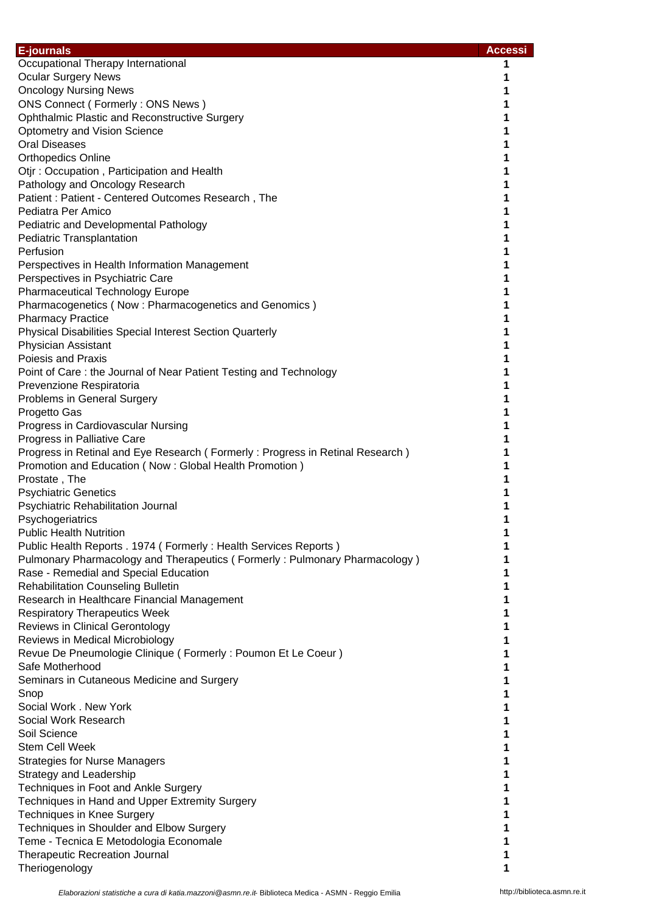| E-journals | Accessi |
|---|---|
| Occupational Therapy International | 1 |
| Ocular Surgery News | 1 |
| Oncology Nursing News | 1 |
| ONS Connect ( Formerly : ONS News ) | 1 |
| Ophthalmic Plastic and Reconstructive Surgery | 1 |
| Optometry and Vision Science | 1 |
| Oral Diseases | 1 |
| Orthopedics Online | 1 |
| Otjr : Occupation , Participation and Health | 1 |
| Pathology and Oncology Research | 1 |
| Patient : Patient - Centered Outcomes Research , The | 1 |
| Pediatra Per Amico | 1 |
| Pediatric and Developmental Pathology | 1 |
| Pediatric Transplantation | 1 |
| Perfusion | 1 |
| Perspectives in Health Information Management | 1 |
| Perspectives in Psychiatric Care | 1 |
| Pharmaceutical Technology Europe | 1 |
| Pharmacogenetics ( Now : Pharmacogenetics and Genomics ) | 1 |
| Pharmacy Practice | 1 |
| Physical Disabilities Special Interest Section Quarterly | 1 |
| Physician Assistant | 1 |
| Poiesis and Praxis | 1 |
| Point of Care : the Journal of Near Patient Testing and Technology | 1 |
| Prevenzione Respiratoria | 1 |
| Problems in General Surgery | 1 |
| Progetto Gas | 1 |
| Progress in Cardiovascular Nursing | 1 |
| Progress in Palliative Care | 1 |
| Progress in Retinal and Eye Research ( Formerly : Progress in Retinal Research ) | 1 |
| Promotion and Education ( Now : Global Health Promotion ) | 1 |
| Prostate , The | 1 |
| Psychiatric Genetics | 1 |
| Psychiatric Rehabilitation Journal | 1 |
| Psychogeriatrics | 1 |
| Public Health Nutrition | 1 |
| Public Health Reports . 1974 ( Formerly : Health Services Reports ) | 1 |
| Pulmonary Pharmacology and Therapeutics ( Formerly : Pulmonary Pharmacology ) | 1 |
| Rase - Remedial and Special Education | 1 |
| Rehabilitation Counseling Bulletin | 1 |
| Research in Healthcare Financial Management | 1 |
| Respiratory Therapeutics Week | 1 |
| Reviews in Clinical Gerontology | 1 |
| Reviews in Medical Microbiology | 1 |
| Revue De Pneumologie Clinique ( Formerly : Poumon Et Le Coeur ) | 1 |
| Safe Motherhood | 1 |
| Seminars in Cutaneous Medicine and Surgery | 1 |
| Snop | 1 |
| Social Work . New York | 1 |
| Social Work Research | 1 |
| Soil Science | 1 |
| Stem Cell Week | 1 |
| Strategies for Nurse Managers | 1 |
| Strategy and Leadership | 1 |
| Techniques in Foot and Ankle Surgery | 1 |
| Techniques in Hand and Upper Extremity Surgery | 1 |
| Techniques in Knee Surgery | 1 |
| Techniques in Shoulder and Elbow Surgery | 1 |
| Teme - Tecnica E Metodologia Economale | 1 |
| Therapeutic Recreation Journal | 1 |
| Theriogenology | 1 |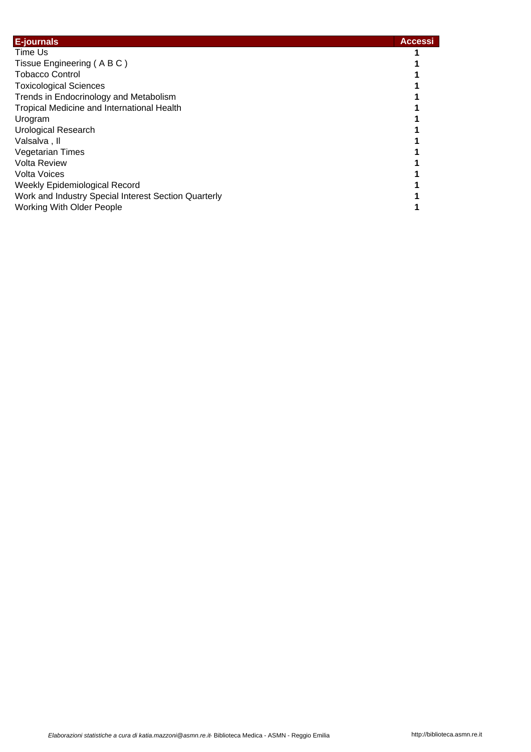| E-journals | Accessi |
| --- | --- |
| Time Us | **1** |
| Tissue Engineering ( A B C ) | **1** |
| Tobacco Control | **1** |
| Toxicological Sciences | **1** |
| Trends in Endocrinology and Metabolism | **1** |
| Tropical Medicine and International Health | **1** |
| Urogram | **1** |
| Urological Research | **1** |
| Valsalva , Il | **1** |
| Vegetarian Times | **1** |
| Volta Review | **1** |
| Volta Voices | **1** |
| Weekly Epidemiological Record | **1** |
| Work and Industry Special Interest Section Quarterly | **1** |
| Working With Older People | **1** |